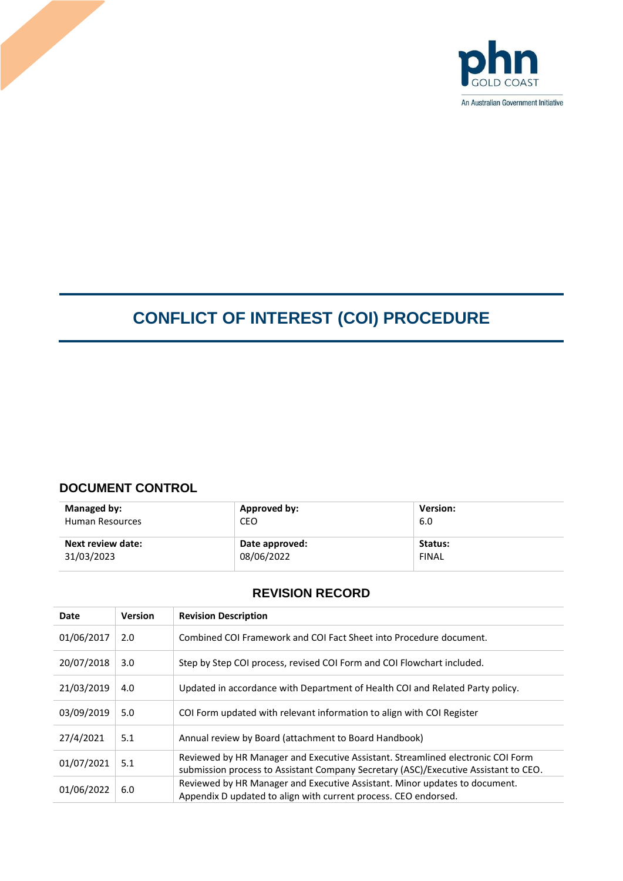phn GOLD COAST

An Australian Government Initiative

# CONFLICT OF INTEREST (COI) PROCEDURE

## DOCUMENT CONTROL

| Managed by: Human Resources | Approved by: CEO | Version: 6.0 |
|---|---|---|
| **Next review date:** 31/03/2023 | **Date approved:** 08/06/2022 | **Status:** FINAL |

## REVISION RECORD

| Date | Version | Revision Description |
|---|---|---|
| 01/06/2017 | 2.0 | Combined COI Framework and COI Fact Sheet into Procedure document. |
| 20/07/2018 | 3.0 | Step by Step COI process, revised COI Form and COI Flowchart included. |
| 21/03/2019 | 4.0 | Updated in accordance with Department of Health COI and Related Party policy. |
| 03/09/2019 | 5.0 | COI Form updated with relevant information to align with COI Register |
| 27/4/2021 | 5.1 | Annual review by Board (attachment to Board Handbook) |
| 01/07/2021 | 5.1 | Reviewed by HR Manager and Executive Assistant. Streamlined electronic COI Form submission process to Assistant Company Secretary (ASC)/Executive Assistant to CEO. |
| 01/06/2022 | 6.0 | Reviewed by HR Manager and Executive Assistant. Minor updates to document. Appendix D updated to align with current process. CEO endorsed. |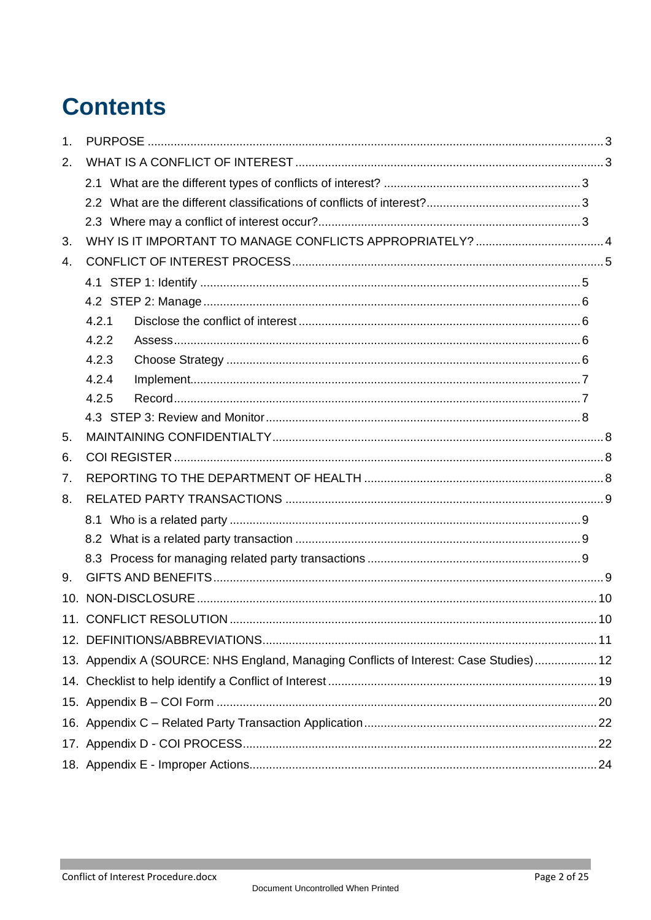# Contents

1. PURPOSE ... 3
2. WHAT IS A CONFLICT OF INTEREST ... 3
   - 2.1 What are the different types of conflicts of interest? ... 3
   - 2.2 What are the different classifications of conflicts of interest? ... 3
   - 2.3 Where may a conflict of interest occur? ... 3
3. WHY IS IT IMPORTANT TO MANAGE CONFLICTS APPROPRIATELY? ... 4
4. CONFLICT OF INTEREST PROCESS ... 5
   - 4.1 STEP 1: Identify ... 5
   - 4.2 STEP 2: Manage ... 6
     - 4.2.1 Disclose the conflict of interest ... 6
     - 4.2.2 Assess ... 6
     - 4.2.3 Choose Strategy ... 6
     - 4.2.4 Implement ... 7
     - 4.2.5 Record ... 7
   - 4.3 STEP 3: Review and Monitor ... 8
5. MAINTAINING CONFIDENTIALTY ... 8
6. COI REGISTER ... 8
7. REPORTING TO THE DEPARTMENT OF HEALTH ... 8
8. RELATED PARTY TRANSACTIONS ... 9
   - 8.1 Who is a related party ... 9
   - 8.2 What is a related party transaction ... 9
   - 8.3 Process for managing related party transactions ... 9
9. GIFTS AND BENEFITS ... 9
10. NON-DISCLOSURE ... 10
11. CONFLICT RESOLUTION ... 10
12. DEFINITIONS/ABBREVIATIONS ... 11
13. Appendix A (SOURCE: NHS England, Managing Conflicts of Interest: Case Studies) ... 12
14. Checklist to help identify a Conflict of Interest ... 19
15. Appendix B – COI Form ... 20
16. Appendix C – Related Party Transaction Application ... 22
17. Appendix D - COI PROCESS ... 22
18. Appendix E - Improper Actions ... 24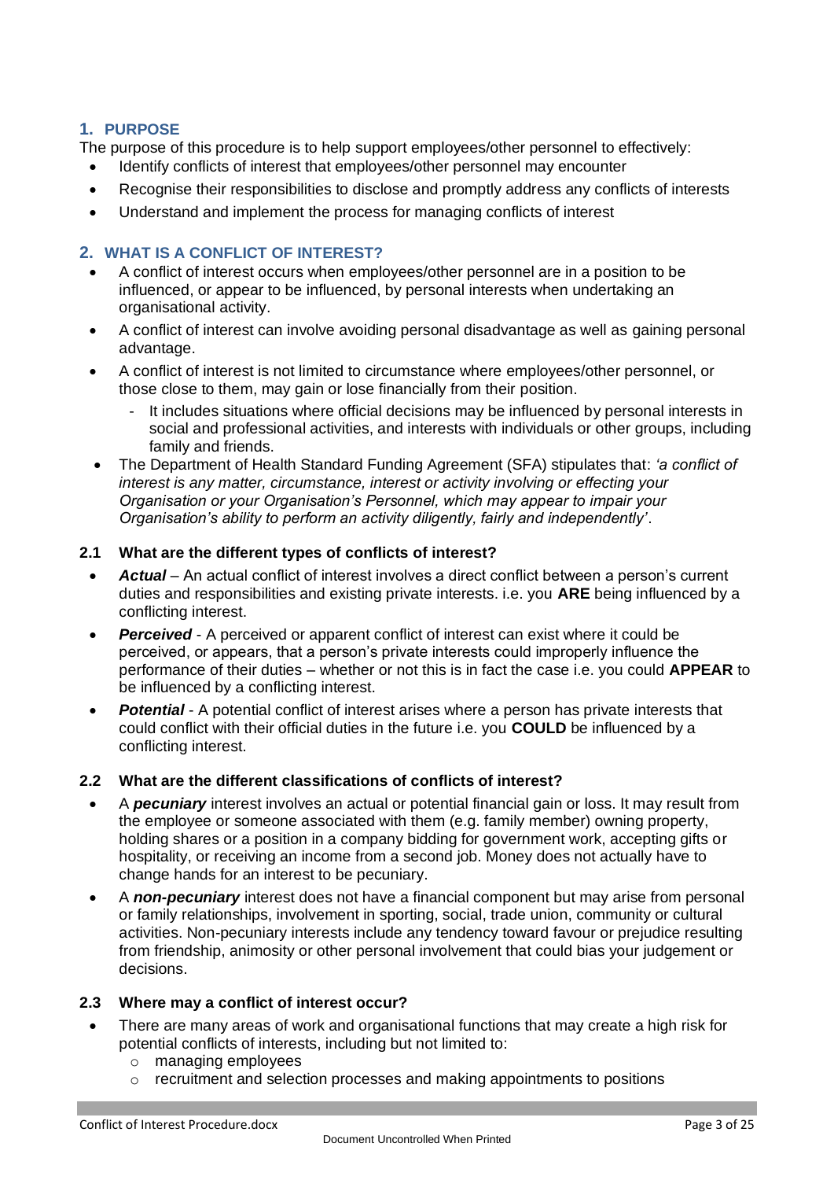## 1. PURPOSE

The purpose of this procedure is to help support employees/other personnel to effectively:

- Identify conflicts of interest that employees/other personnel may encounter
- Recognise their responsibilities to disclose and promptly address any conflicts of interests
- Understand and implement the process for managing conflicts of interest

## 2. WHAT IS A CONFLICT OF INTEREST?

- A conflict of interest occurs when employees/other personnel are in a position to be influenced, or appear to be influenced, by personal interests when undertaking an organisational activity.
- A conflict of interest can involve avoiding personal disadvantage as well as gaining personal advantage.
- A conflict of interest is not limited to circumstance where employees/other personnel, or those close to them, may gain or lose financially from their position.
  - It includes situations where official decisions may be influenced by personal interests in social and professional activities, and interests with individuals or other groups, including family and friends.
- The Department of Health Standard Funding Agreement (SFA) stipulates that: *'a conflict of interest is any matter, circumstance, interest or activity involving or effecting your Organisation or your Organisation's Personnel, which may appear to impair your Organisation's ability to perform an activity diligently, fairly and independently'*.

### 2.1 What are the different types of conflicts of interest?

- ***Actual*** – An actual conflict of interest involves a direct conflict between a person's current duties and responsibilities and existing private interests. i.e. you **ARE** being influenced by a conflicting interest.
- ***Perceived*** - A perceived or apparent conflict of interest can exist where it could be perceived, or appears, that a person's private interests could improperly influence the performance of their duties – whether or not this is in fact the case i.e. you could **APPEAR** to be influenced by a conflicting interest.
- ***Potential*** - A potential conflict of interest arises where a person has private interests that could conflict with their official duties in the future i.e. you **COULD** be influenced by a conflicting interest.

### 2.2 What are the different classifications of conflicts of interest?

- A ***pecuniary*** interest involves an actual or potential financial gain or loss. It may result from the employee or someone associated with them (e.g. family member) owning property, holding shares or a position in a company bidding for government work, accepting gifts or hospitality, or receiving an income from a second job. Money does not actually have to change hands for an interest to be pecuniary.
- A ***non-pecuniary*** interest does not have a financial component but may arise from personal or family relationships, involvement in sporting, social, trade union, community or cultural activities. Non-pecuniary interests include any tendency toward favour or prejudice resulting from friendship, animosity or other personal involvement that could bias your judgement or decisions.

### 2.3 Where may a conflict of interest occur?

- There are many areas of work and organisational functions that may create a high risk for potential conflicts of interests, including but not limited to:
  - managing employees
  - recruitment and selection processes and making appointments to positions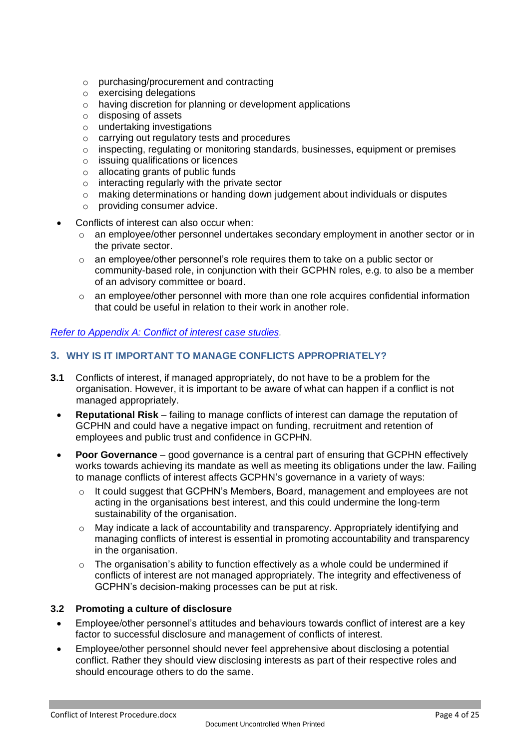- purchasing/procurement and contracting
  - exercising delegations
  - having discretion for planning or development applications
  - disposing of assets
  - undertaking investigations
  - carrying out regulatory tests and procedures
  - inspecting, regulating or monitoring standards, businesses, equipment or premises
  - issuing qualifications or licences
  - allocating grants of public funds
  - interacting regularly with the private sector
  - making determinations or handing down judgement about individuals or disputes
  - providing consumer advice.
- Conflicts of interest can also occur when:
  - an employee/other personnel undertakes secondary employment in another sector or in the private sector.
  - an employee/other personnel's role requires them to take on a public sector or community-based role, in conjunction with their GCPHN roles, e.g. to also be a member of an advisory committee or board.
  - an employee/other personnel with more than one role acquires confidential information that could be useful in relation to their work in another role.

*Refer to Appendix A: Conflict of interest case studies*.

## 3. WHY IS IT IMPORTANT TO MANAGE CONFLICTS APPROPRIATELY?

**3.1** Conflicts of interest, if managed appropriately, do not have to be a problem for the organisation. However, it is important to be aware of what can happen if a conflict is not managed appropriately.

- **Reputational Risk** – failing to manage conflicts of interest can damage the reputation of GCPHN and could have a negative impact on funding, recruitment and retention of employees and public trust and confidence in GCPHN.
- **Poor Governance** – good governance is a central part of ensuring that GCPHN effectively works towards achieving its mandate as well as meeting its obligations under the law. Failing to manage conflicts of interest affects GCPHN's governance in a variety of ways:
  - It could suggest that GCPHN's Members, Board, management and employees are not acting in the organisations best interest, and this could undermine the long-term sustainability of the organisation.
  - May indicate a lack of accountability and transparency. Appropriately identifying and managing conflicts of interest is essential in promoting accountability and transparency in the organisation.
  - The organisation's ability to function effectively as a whole could be undermined if conflicts of interest are not managed appropriately. The integrity and effectiveness of GCPHN's decision-making processes can be put at risk.

### 3.2 Promoting a culture of disclosure

- Employee/other personnel's attitudes and behaviours towards conflict of interest are a key factor to successful disclosure and management of conflicts of interest.
- Employee/other personnel should never feel apprehensive about disclosing a potential conflict. Rather they should view disclosing interests as part of their respective roles and should encourage others to do the same.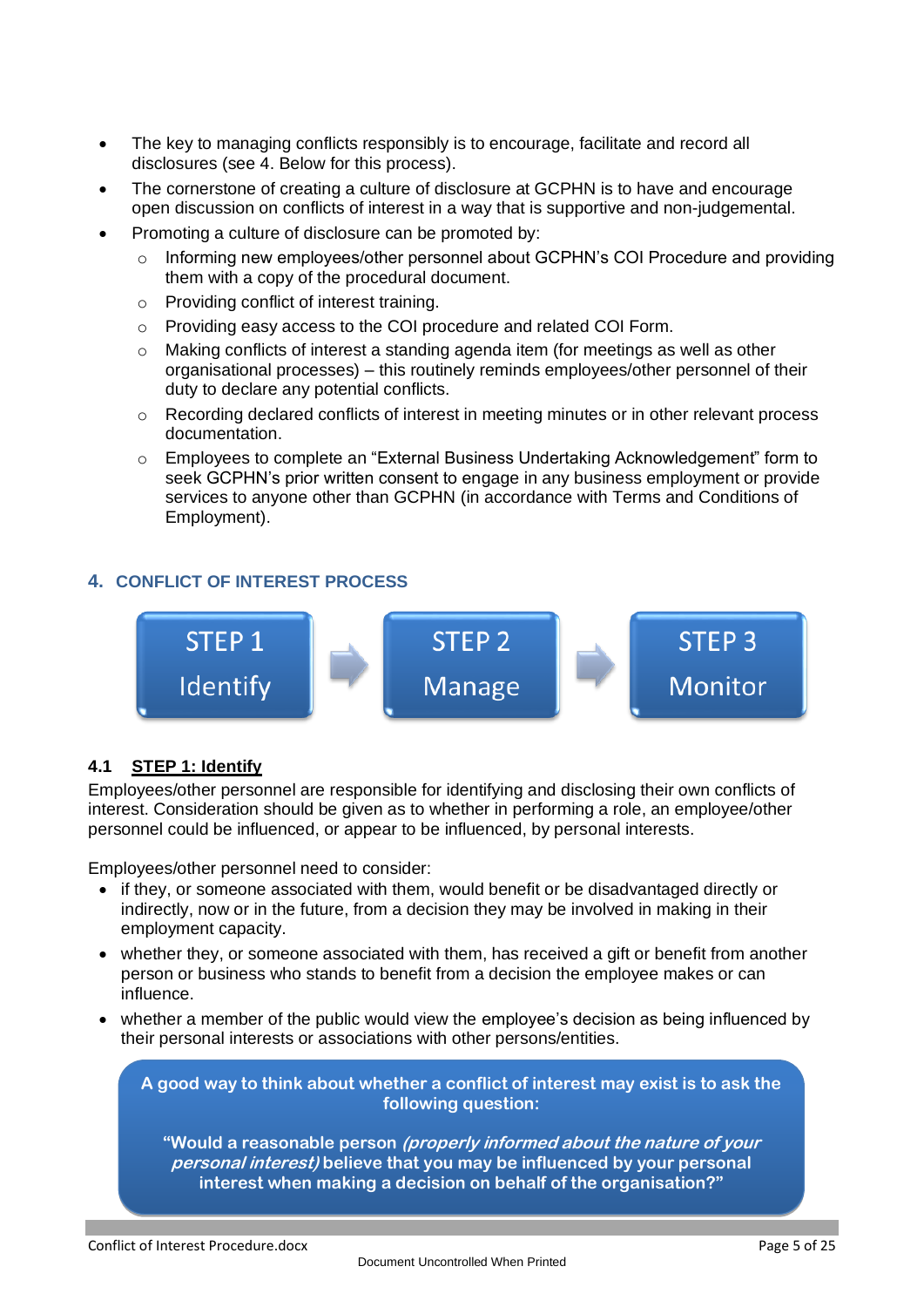- The key to managing conflicts responsibly is to encourage, facilitate and record all disclosures (see 4. Below for this process).
- The cornerstone of creating a culture of disclosure at GCPHN is to have and encourage open discussion on conflicts of interest in a way that is supportive and non-judgemental.
- Promoting a culture of disclosure can be promoted by:
  - Informing new employees/other personnel about GCPHN's COI Procedure and providing them with a copy of the procedural document.
  - Providing conflict of interest training.
  - Providing easy access to the COI procedure and related COI Form.
  - Making conflicts of interest a standing agenda item (for meetings as well as other organisational processes) – this routinely reminds employees/other personnel of their duty to declare any potential conflicts.
  - Recording declared conflicts of interest in meeting minutes or in other relevant process documentation.
  - Employees to complete an "External Business Undertaking Acknowledgement" form to seek GCPHN's prior written consent to engage in any business employment or provide services to anyone other than GCPHN (in accordance with Terms and Conditions of Employment).

## 4. CONFLICT OF INTEREST PROCESS

STEP 1 Identify → STEP 2 Manage → STEP 3 Monitor

### 4.1 STEP 1: Identify

Employees/other personnel are responsible for identifying and disclosing their own conflicts of interest. Consideration should be given as to whether in performing a role, an employee/other personnel could be influenced, or appear to be influenced, by personal interests.

Employees/other personnel need to consider:

- if they, or someone associated with them, would benefit or be disadvantaged directly or indirectly, now or in the future, from a decision they may be involved in making in their employment capacity.
- whether they, or someone associated with them, has received a gift or benefit from another person or business who stands to benefit from a decision the employee makes or can influence.
- whether a member of the public would view the employee's decision as being influenced by their personal interests or associations with other persons/entities.

> **A good way to think about whether a conflict of interest may exist is to ask the following question:**
>
> **"Would a reasonable person *(properly informed about the nature of your personal interest)* believe that you may be influenced by your personal interest when making a decision on behalf of the organisation?"**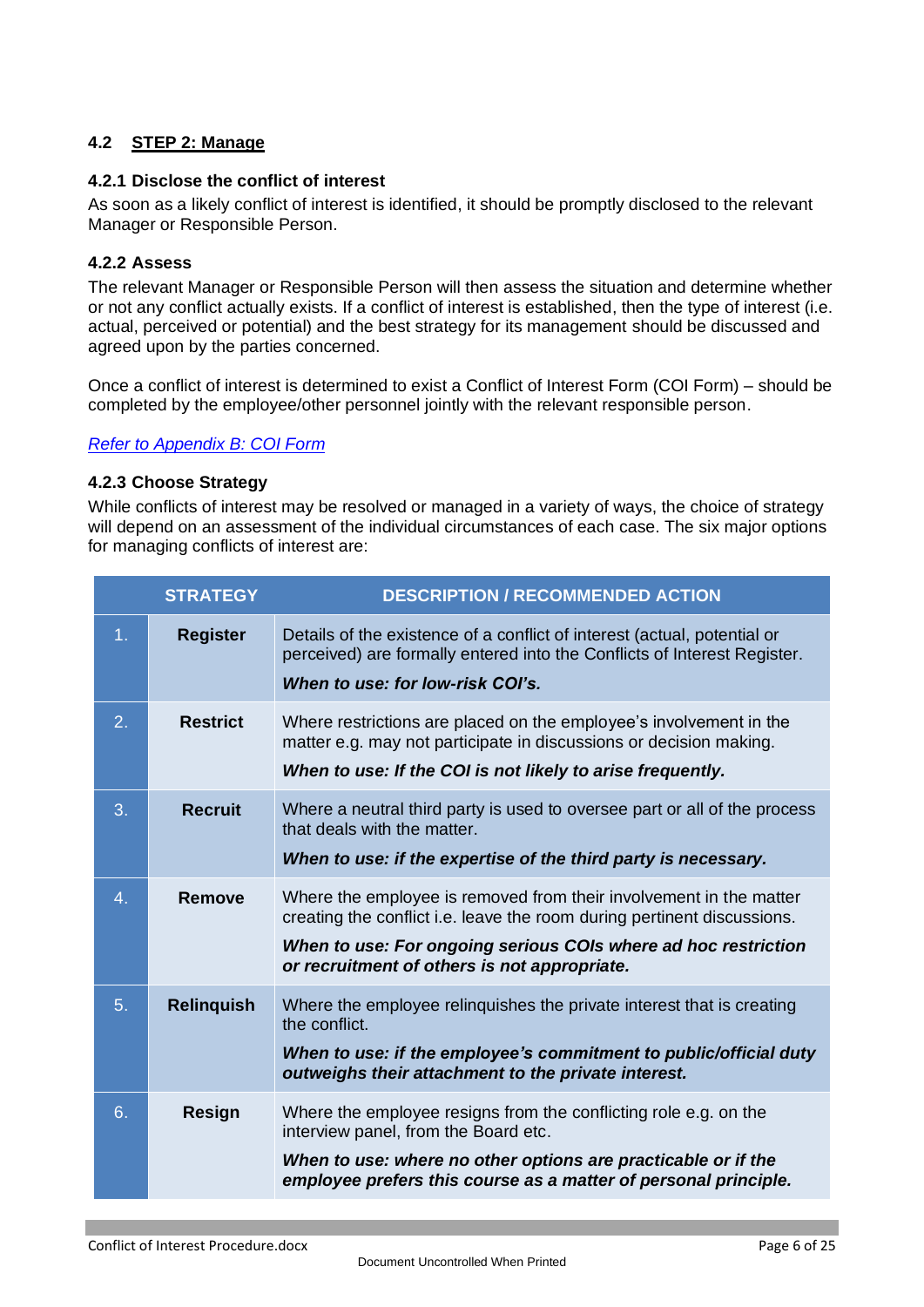## 4.2 STEP 2: Manage

### 4.2.1 Disclose the conflict of interest

As soon as a likely conflict of interest is identified, it should be promptly disclosed to the relevant Manager or Responsible Person.

### 4.2.2 Assess

The relevant Manager or Responsible Person will then assess the situation and determine whether or not any conflict actually exists. If a conflict of interest is established, then the type of interest (i.e. actual, perceived or potential) and the best strategy for its management should be discussed and agreed upon by the parties concerned.

Once a conflict of interest is determined to exist a Conflict of Interest Form (COI Form) – should be completed by the employee/other personnel jointly with the relevant responsible person.

*Refer to Appendix B: COI Form*

### 4.2.3 Choose Strategy

While conflicts of interest may be resolved or managed in a variety of ways, the choice of strategy will depend on an assessment of the individual circumstances of each case. The six major options for managing conflicts of interest are:

| | STRATEGY | DESCRIPTION / RECOMMENDED ACTION |
|---|---|---|
| 1. | **Register** | Details of the existence of a conflict of interest (actual, potential or perceived) are formally entered into the Conflicts of Interest Register. ***When to use: for low-risk COI's.*** |
| 2. | **Restrict** | Where restrictions are placed on the employee's involvement in the matter e.g. may not participate in discussions or decision making. ***When to use: If the COI is not likely to arise frequently.*** |
| 3. | **Recruit** | Where a neutral third party is used to oversee part or all of the process that deals with the matter. ***When to use: if the expertise of the third party is necessary.*** |
| 4. | **Remove** | Where the employee is removed from their involvement in the matter creating the conflict i.e. leave the room during pertinent discussions. ***When to use: For ongoing serious COIs where ad hoc restriction or recruitment of others is not appropriate.*** |
| 5. | **Relinquish** | Where the employee relinquishes the private interest that is creating the conflict. ***When to use: if the employee's commitment to public/official duty outweighs their attachment to the private interest.*** |
| 6. | **Resign** | Where the employee resigns from the conflicting role e.g. on the interview panel, from the Board etc. ***When to use: where no other options are practicable or if the employee prefers this course as a matter of personal principle.*** |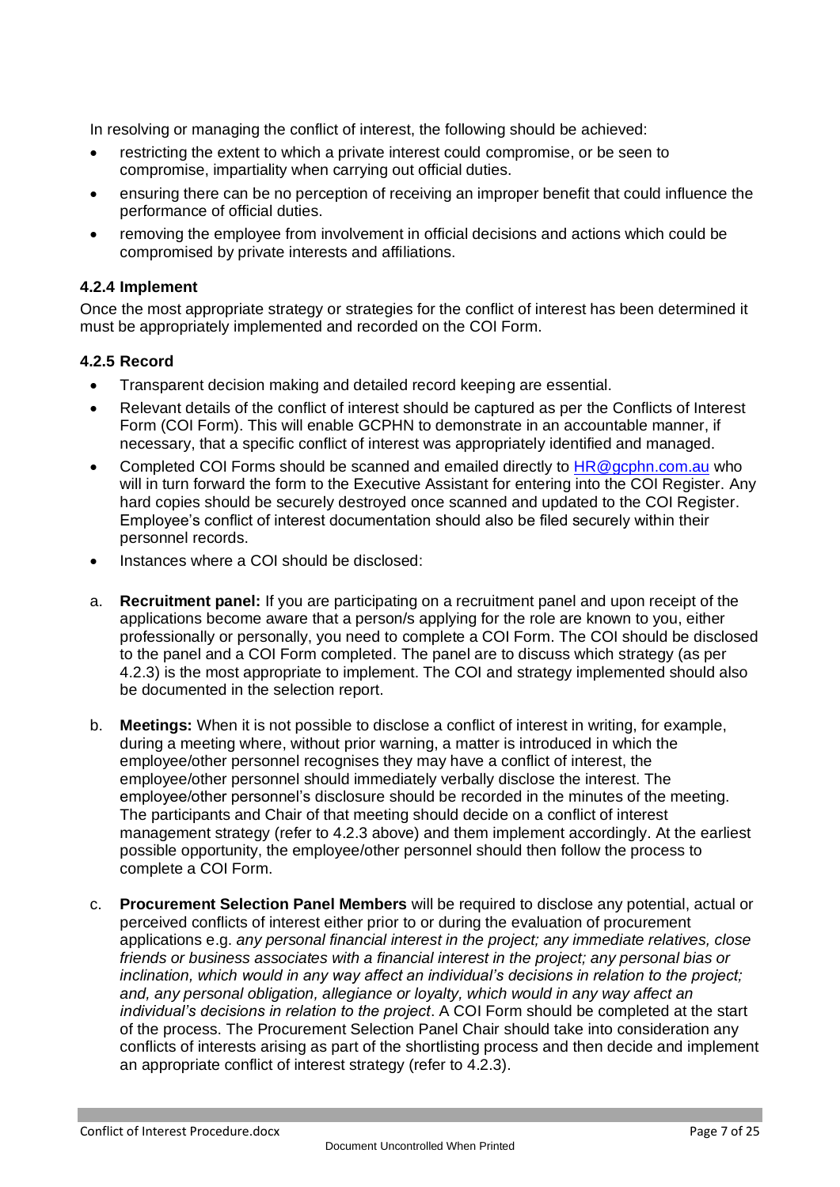In resolving or managing the conflict of interest, the following should be achieved:

- restricting the extent to which a private interest could compromise, or be seen to compromise, impartiality when carrying out official duties.
- ensuring there can be no perception of receiving an improper benefit that could influence the performance of official duties.
- removing the employee from involvement in official decisions and actions which could be compromised by private interests and affiliations.

#### 4.2.4 Implement

Once the most appropriate strategy or strategies for the conflict of interest has been determined it must be appropriately implemented and recorded on the COI Form.

#### 4.2.5 Record

- Transparent decision making and detailed record keeping are essential.
- Relevant details of the conflict of interest should be captured as per the Conflicts of Interest Form (COI Form). This will enable GCPHN to demonstrate in an accountable manner, if necessary, that a specific conflict of interest was appropriately identified and managed.
- Completed COI Forms should be scanned and emailed directly to HR@gcphn.com.au who will in turn forward the form to the Executive Assistant for entering into the COI Register. Any hard copies should be securely destroyed once scanned and updated to the COI Register. Employee's conflict of interest documentation should also be filed securely within their personnel records.
- Instances where a COI should be disclosed:

a. **Recruitment panel:** If you are participating on a recruitment panel and upon receipt of the applications become aware that a person/s applying for the role are known to you, either professionally or personally, you need to complete a COI Form. The COI should be disclosed to the panel and a COI Form completed. The panel are to discuss which strategy (as per 4.2.3) is the most appropriate to implement. The COI and strategy implemented should also be documented in the selection report.

b. **Meetings:** When it is not possible to disclose a conflict of interest in writing, for example, during a meeting where, without prior warning, a matter is introduced in which the employee/other personnel recognises they may have a conflict of interest, the employee/other personnel should immediately verbally disclose the interest. The employee/other personnel's disclosure should be recorded in the minutes of the meeting. The participants and Chair of that meeting should decide on a conflict of interest management strategy (refer to 4.2.3 above) and them implement accordingly. At the earliest possible opportunity, the employee/other personnel should then follow the process to complete a COI Form.

c. **Procurement Selection Panel Members** will be required to disclose any potential, actual or perceived conflicts of interest either prior to or during the evaluation of procurement applications e.g. *any personal financial interest in the project; any immediate relatives, close friends or business associates with a financial interest in the project; any personal bias or inclination, which would in any way affect an individual's decisions in relation to the project; and, any personal obligation, allegiance or loyalty, which would in any way affect an individual's decisions in relation to the project*. A COI Form should be completed at the start of the process. The Procurement Selection Panel Chair should take into consideration any conflicts of interests arising as part of the shortlisting process and then decide and implement an appropriate conflict of interest strategy (refer to 4.2.3).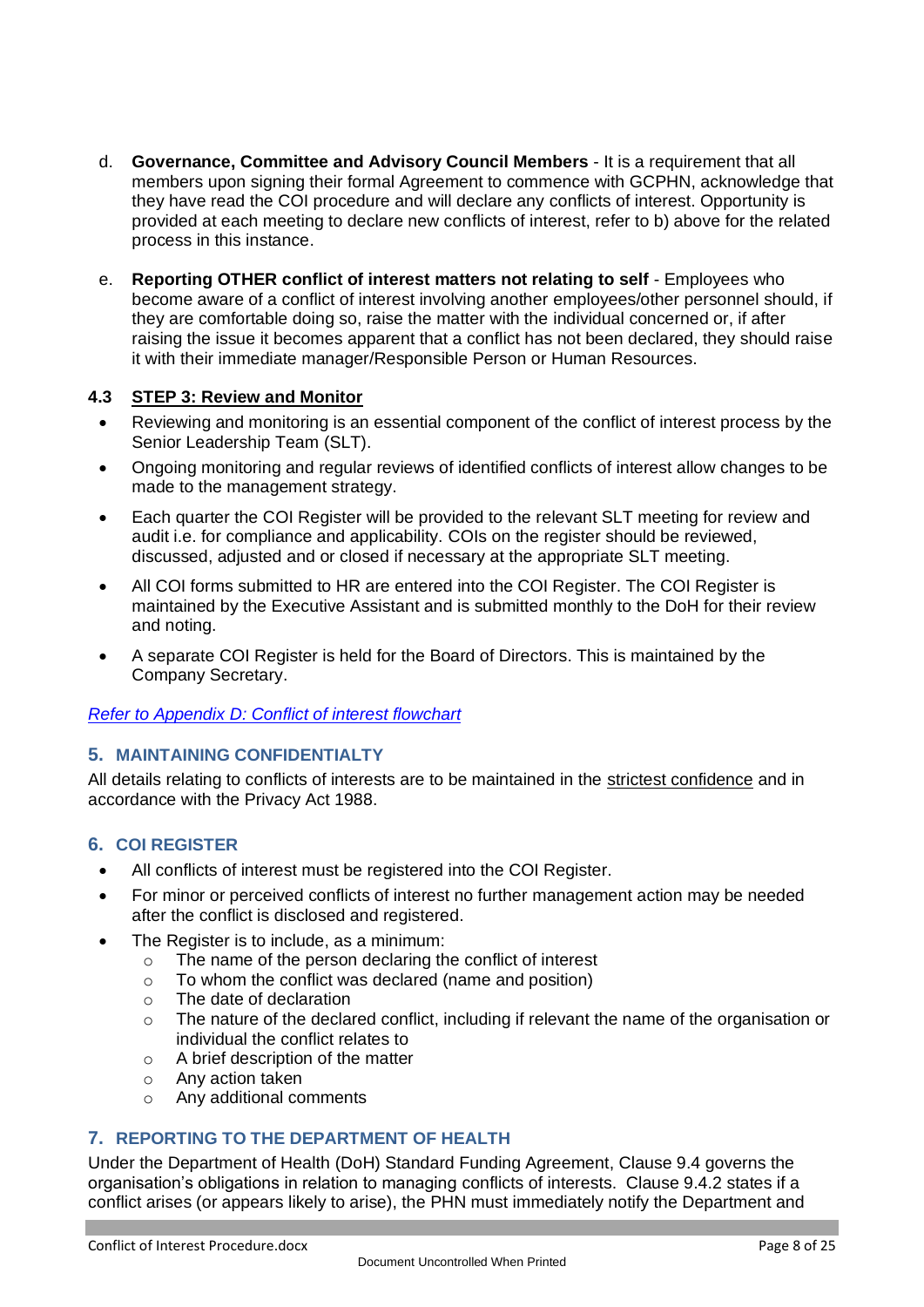d. **Governance, Committee and Advisory Council Members** - It is a requirement that all members upon signing their formal Agreement to commence with GCPHN, acknowledge that they have read the COI procedure and will declare any conflicts of interest. Opportunity is provided at each meeting to declare new conflicts of interest, refer to b) above for the related process in this instance.

e. **Reporting OTHER conflict of interest matters not relating to self** - Employees who become aware of a conflict of interest involving another employees/other personnel should, if they are comfortable doing so, raise the matter with the individual concerned or, if after raising the issue it becomes apparent that a conflict has not been declared, they should raise it with their immediate manager/Responsible Person or Human Resources.

### 4.3 STEP 3: Review and Monitor

- Reviewing and monitoring is an essential component of the conflict of interest process by the Senior Leadership Team (SLT).
- Ongoing monitoring and regular reviews of identified conflicts of interest allow changes to be made to the management strategy.
- Each quarter the COI Register will be provided to the relevant SLT meeting for review and audit i.e. for compliance and applicability. COIs on the register should be reviewed, discussed, adjusted and or closed if necessary at the appropriate SLT meeting.
- All COI forms submitted to HR are entered into the COI Register. The COI Register is maintained by the Executive Assistant and is submitted monthly to the DoH for their review and noting.
- A separate COI Register is held for the Board of Directors. This is maintained by the Company Secretary.

*Refer to Appendix D: Conflict of interest flowchart*

## 5. MAINTAINING CONFIDENTIALTY

All details relating to conflicts of interests are to be maintained in the strictest confidence and in accordance with the Privacy Act 1988.

## 6. COI REGISTER

- All conflicts of interest must be registered into the COI Register.
- For minor or perceived conflicts of interest no further management action may be needed after the conflict is disclosed and registered.
- The Register is to include, as a minimum:
  - The name of the person declaring the conflict of interest
  - To whom the conflict was declared (name and position)
  - The date of declaration
  - The nature of the declared conflict, including if relevant the name of the organisation or individual the conflict relates to
  - A brief description of the matter
  - Any action taken
  - Any additional comments

## 7. REPORTING TO THE DEPARTMENT OF HEALTH

Under the Department of Health (DoH) Standard Funding Agreement, Clause 9.4 governs the organisation's obligations in relation to managing conflicts of interests. Clause 9.4.2 states if a conflict arises (or appears likely to arise), the PHN must immediately notify the Department and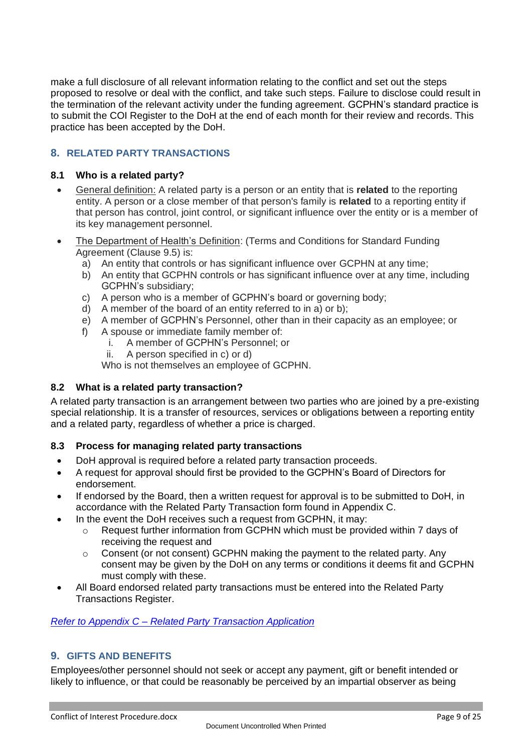make a full disclosure of all relevant information relating to the conflict and set out the steps proposed to resolve or deal with the conflict, and take such steps. Failure to disclose could result in the termination of the relevant activity under the funding agreement. GCPHN's standard practice is to submit the COI Register to the DoH at the end of each month for their review and records. This practice has been accepted by the DoH.

## 8. RELATED PARTY TRANSACTIONS

### 8.1 Who is a related party?

- General definition: A related party is a person or an entity that is **related** to the reporting entity. A person or a close member of that person's family is **related** to a reporting entity if that person has control, joint control, or significant influence over the entity or is a member of its key management personnel.
- The Department of Health's Definition: (Terms and Conditions for Standard Funding Agreement (Clause 9.5) is:
  a) An entity that controls or has significant influence over GCPHN at any time;
  b) An entity that GCPHN controls or has significant influence over at any time, including GCPHN's subsidiary;
  c) A person who is a member of GCPHN's board or governing body;
  d) A member of the board of an entity referred to in a) or b);
  e) A member of GCPHN's Personnel, other than in their capacity as an employee; or
  f) A spouse or immediate family member of:
     i. A member of GCPHN's Personnel; or
     ii. A person specified in c) or d)
     
     Who is not themselves an employee of GCPHN.

### 8.2 What is a related party transaction?

A related party transaction is an arrangement between two parties who are joined by a pre-existing special relationship. It is a transfer of resources, services or obligations between a reporting entity and a related party, regardless of whether a price is charged.

### 8.3 Process for managing related party transactions

- DoH approval is required before a related party transaction proceeds.
- A request for approval should first be provided to the GCPHN's Board of Directors for endorsement.
- If endorsed by the Board, then a written request for approval is to be submitted to DoH, in accordance with the Related Party Transaction form found in Appendix C.
- In the event the DoH receives such a request from GCPHN, it may:
  - Request further information from GCPHN which must be provided within 7 days of receiving the request and
  - Consent (or not consent) GCPHN making the payment to the related party. Any consent may be given by the DoH on any terms or conditions it deems fit and GCPHN must comply with these.
- All Board endorsed related party transactions must be entered into the Related Party Transactions Register.

*Refer to Appendix C – Related Party Transaction Application*

## 9. GIFTS AND BENEFITS

Employees/other personnel should not seek or accept any payment, gift or benefit intended or likely to influence, or that could be reasonably be perceived by an impartial observer as being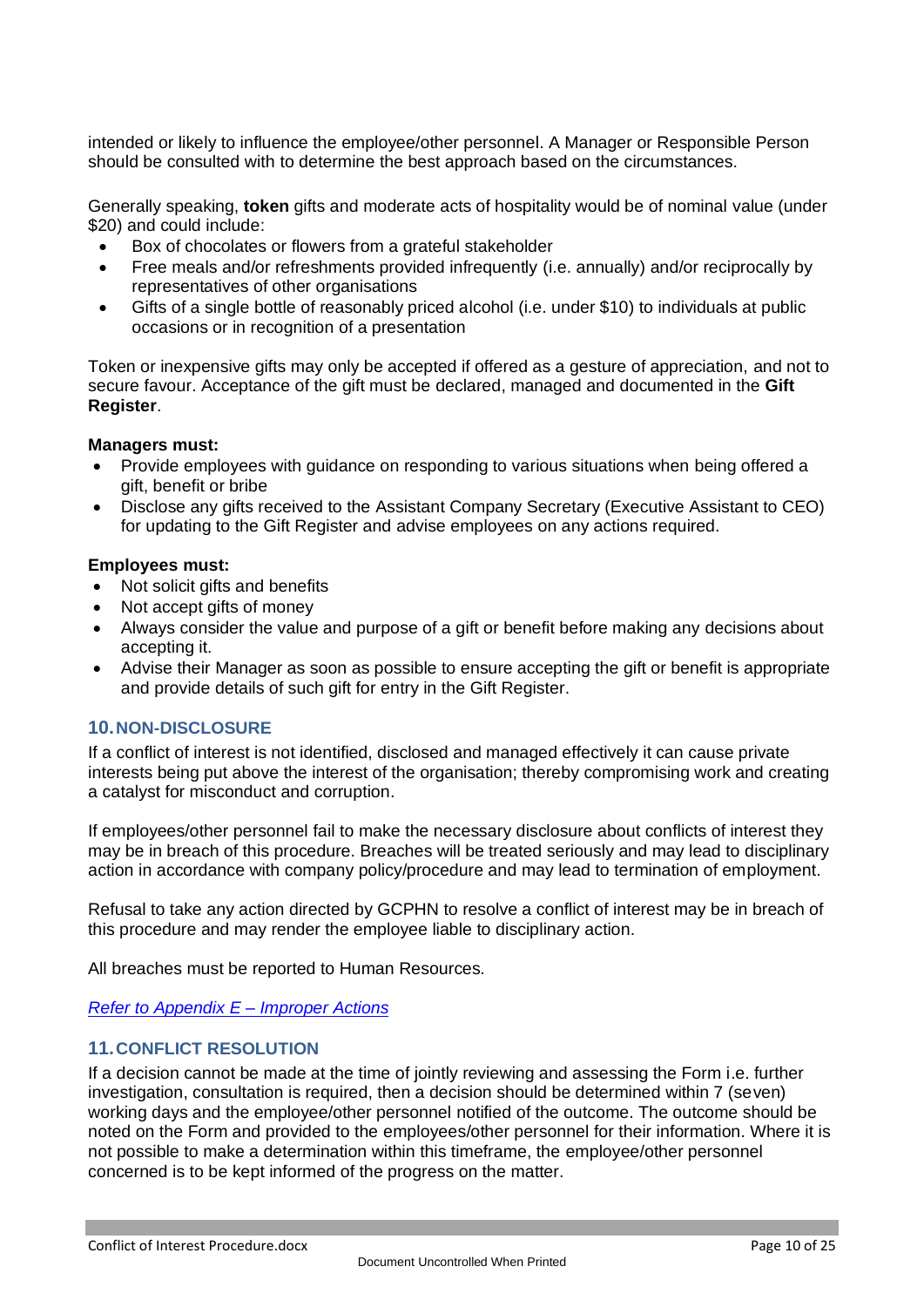intended or likely to influence the employee/other personnel. A Manager or Responsible Person should be consulted with to determine the best approach based on the circumstances.

Generally speaking, **token** gifts and moderate acts of hospitality would be of nominal value (under $20) and could include:

- Box of chocolates or flowers from a grateful stakeholder
- Free meals and/or refreshments provided infrequently (i.e. annually) and/or reciprocally by representatives of other organisations
- Gifts of a single bottle of reasonably priced alcohol (i.e. under $10) to individuals at public occasions or in recognition of a presentation

Token or inexpensive gifts may only be accepted if offered as a gesture of appreciation, and not to secure favour. Acceptance of the gift must be declared, managed and documented in the **Gift Register**.

**Managers must:**

- Provide employees with guidance on responding to various situations when being offered a gift, benefit or bribe
- Disclose any gifts received to the Assistant Company Secretary (Executive Assistant to CEO) for updating to the Gift Register and advise employees on any actions required.

**Employees must:**

- Not solicit gifts and benefits
- Not accept gifts of money
- Always consider the value and purpose of a gift or benefit before making any decisions about accepting it.
- Advise their Manager as soon as possible to ensure accepting the gift or benefit is appropriate and provide details of such gift for entry in the Gift Register.

## 10. NON-DISCLOSURE

If a conflict of interest is not identified, disclosed and managed effectively it can cause private interests being put above the interest of the organisation; thereby compromising work and creating a catalyst for misconduct and corruption.

If employees/other personnel fail to make the necessary disclosure about conflicts of interest they may be in breach of this procedure. Breaches will be treated seriously and may lead to disciplinary action in accordance with company policy/procedure and may lead to termination of employment.

Refusal to take any action directed by GCPHN to resolve a conflict of interest may be in breach of this procedure and may render the employee liable to disciplinary action.

All breaches must be reported to Human Resources.

*Refer to Appendix E – Improper Actions*

## 11. CONFLICT RESOLUTION

If a decision cannot be made at the time of jointly reviewing and assessing the Form i.e. further investigation, consultation is required, then a decision should be determined within 7 (seven) working days and the employee/other personnel notified of the outcome. The outcome should be noted on the Form and provided to the employees/other personnel for their information. Where it is not possible to make a determination within this timeframe, the employee/other personnel concerned is to be kept informed of the progress on the matter.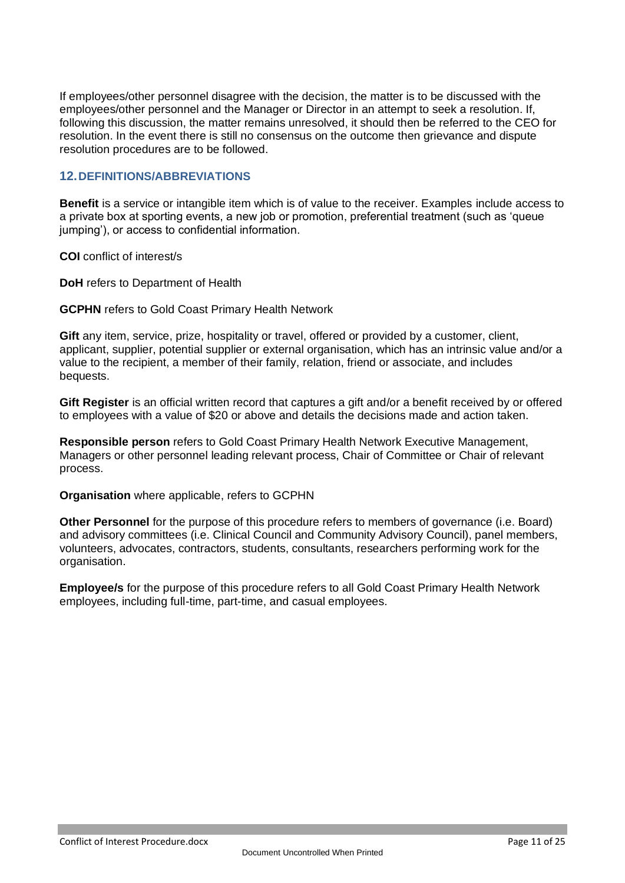If employees/other personnel disagree with the decision, the matter is to be discussed with the employees/other personnel and the Manager or Director in an attempt to seek a resolution. If, following this discussion, the matter remains unresolved, it should then be referred to the CEO for resolution. In the event there is still no consensus on the outcome then grievance and dispute resolution procedures are to be followed.

## 12. DEFINITIONS/ABBREVIATIONS

**Benefit** is a service or intangible item which is of value to the receiver. Examples include access to a private box at sporting events, a new job or promotion, preferential treatment (such as 'queue jumping'), or access to confidential information.

**COI** conflict of interest/s

**DoH** refers to Department of Health

**GCPHN** refers to Gold Coast Primary Health Network

**Gift** any item, service, prize, hospitality or travel, offered or provided by a customer, client, applicant, supplier, potential supplier or external organisation, which has an intrinsic value and/or a value to the recipient, a member of their family, relation, friend or associate, and includes bequests.

**Gift Register** is an official written record that captures a gift and/or a benefit received by or offered to employees with a value of $20 or above and details the decisions made and action taken.

**Responsible person** refers to Gold Coast Primary Health Network Executive Management, Managers or other personnel leading relevant process, Chair of Committee or Chair of relevant process.

**Organisation** where applicable, refers to GCPHN

**Other Personnel** for the purpose of this procedure refers to members of governance (i.e. Board) and advisory committees (i.e. Clinical Council and Community Advisory Council), panel members, volunteers, advocates, contractors, students, consultants, researchers performing work for the organisation.

**Employee/s** for the purpose of this procedure refers to all Gold Coast Primary Health Network employees, including full-time, part-time, and casual employees.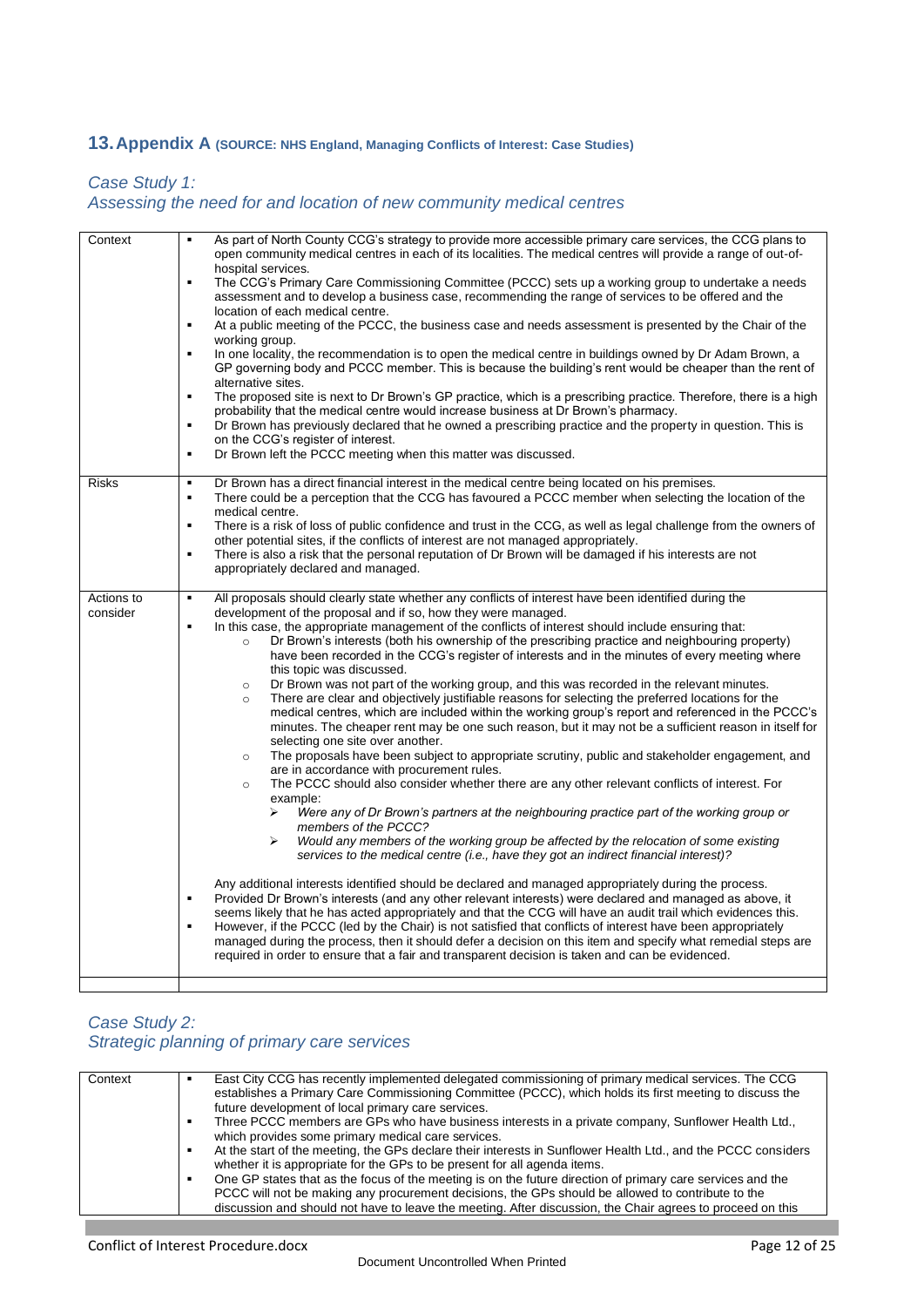## 13. Appendix A (SOURCE: NHS England, Managing Conflicts of Interest: Case Studies)

### *Case Study 1: Assessing the need for and location of new community medical centres*

| | |
|---|---|
| Context | ▪ As part of North County CCG's strategy to provide more accessible primary care services, the CCG plans to open community medical centres in each of its localities. The medical centres will provide a range of out-of-hospital services.<br>▪ The CCG's Primary Care Commissioning Committee (PCCC) sets up a working group to undertake a needs assessment and to develop a business case, recommending the range of services to be offered and the location of each medical centre.<br>▪ At a public meeting of the PCCC, the business case and needs assessment is presented by the Chair of the working group.<br>▪ In one locality, the recommendation is to open the medical centre in buildings owned by Dr Adam Brown, a GP governing body and PCCC member. This is because the building's rent would be cheaper than the rent of alternative sites.<br>▪ The proposed site is next to Dr Brown's GP practice, which is a prescribing practice. Therefore, there is a high probability that the medical centre would increase business at Dr Brown's pharmacy.<br>▪ Dr Brown has previously declared that he owned a prescribing practice and the property in question. This is on the CCG's register of interest.<br>▪ Dr Brown left the PCCC meeting when this matter was discussed. |
| Risks | ▪ Dr Brown has a direct financial interest in the medical centre being located on his premises.<br>▪ There could be a perception that the CCG has favoured a PCCC member when selecting the location of the medical centre.<br>▪ There is a risk of loss of public confidence and trust in the CCG, as well as legal challenge from the owners of other potential sites, if the conflicts of interest are not managed appropriately.<br>▪ There is also a risk that the personal reputation of Dr Brown will be damaged if his interests are not appropriately declared and managed. |
| Actions to consider | ▪ All proposals should clearly state whether any conflicts of interest have been identified during the development of the proposal and if so, how they were managed.<br>▪ In this case, the appropriate management of the conflicts of interest should include ensuring that:<br>  ○ Dr Brown's interests (both his ownership of the prescribing practice and neighbouring property) have been recorded in the CCG's register of interests and in the minutes of every meeting where this topic was discussed.<br>  ○ Dr Brown was not part of the working group, and this was recorded in the relevant minutes.<br>  ○ There are clear and objectively justifiable reasons for selecting the preferred locations for the medical centres, which are included within the working group's report and referenced in the PCCC's minutes. The cheaper rent may be one such reason, but it may not be a sufficient reason in itself for selecting one site over another.<br>  ○ The proposals have been subject to appropriate scrutiny, public and stakeholder engagement, and are in accordance with procurement rules.<br>  ○ The PCCC should also consider whether there are any other relevant conflicts of interest. For example:<br>    ➢ *Were any of Dr Brown's partners at the neighbouring practice part of the working group or members of the PCCC?*<br>    ➢ *Would any members of the working group be affected by the relocation of some existing services to the medical centre (i.e., have they got an indirect financial interest)?*<br><br>Any additional interests identified should be declared and managed appropriately during the process.<br>▪ Provided Dr Brown's interests (and any other relevant interests) were declared and managed as above, it seems likely that he has acted appropriately and that the CCG will have an audit trail which evidences this.<br>▪ However, if the PCCC (led by the Chair) is not satisfied that conflicts of interest have been appropriately managed during the process, then it should defer a decision on this item and specify what remedial steps are required in order to ensure that a fair and transparent decision is taken and can be evidenced. |
| | |

### *Case Study 2: Strategic planning of primary care services*

| | |
|---|---|
| Context | ▪ East City CCG has recently implemented delegated commissioning of primary medical services. The CCG establishes a Primary Care Commissioning Committee (PCCC), which holds its first meeting to discuss the future development of local primary care services.<br>▪ Three PCCC members are GPs who have business interests in a private company, Sunflower Health Ltd., which provides some primary medical care services.<br>▪ At the start of the meeting, the GPs declare their interests in Sunflower Health Ltd., and the PCCC considers whether it is appropriate for the GPs to be present for all agenda items.<br>▪ One GP states that as the focus of the meeting is on the future direction of primary care services and the PCCC will not be making any procurement decisions, the GPs should be allowed to contribute to the discussion and should not have to leave the meeting. After discussion, the Chair agrees to proceed on this |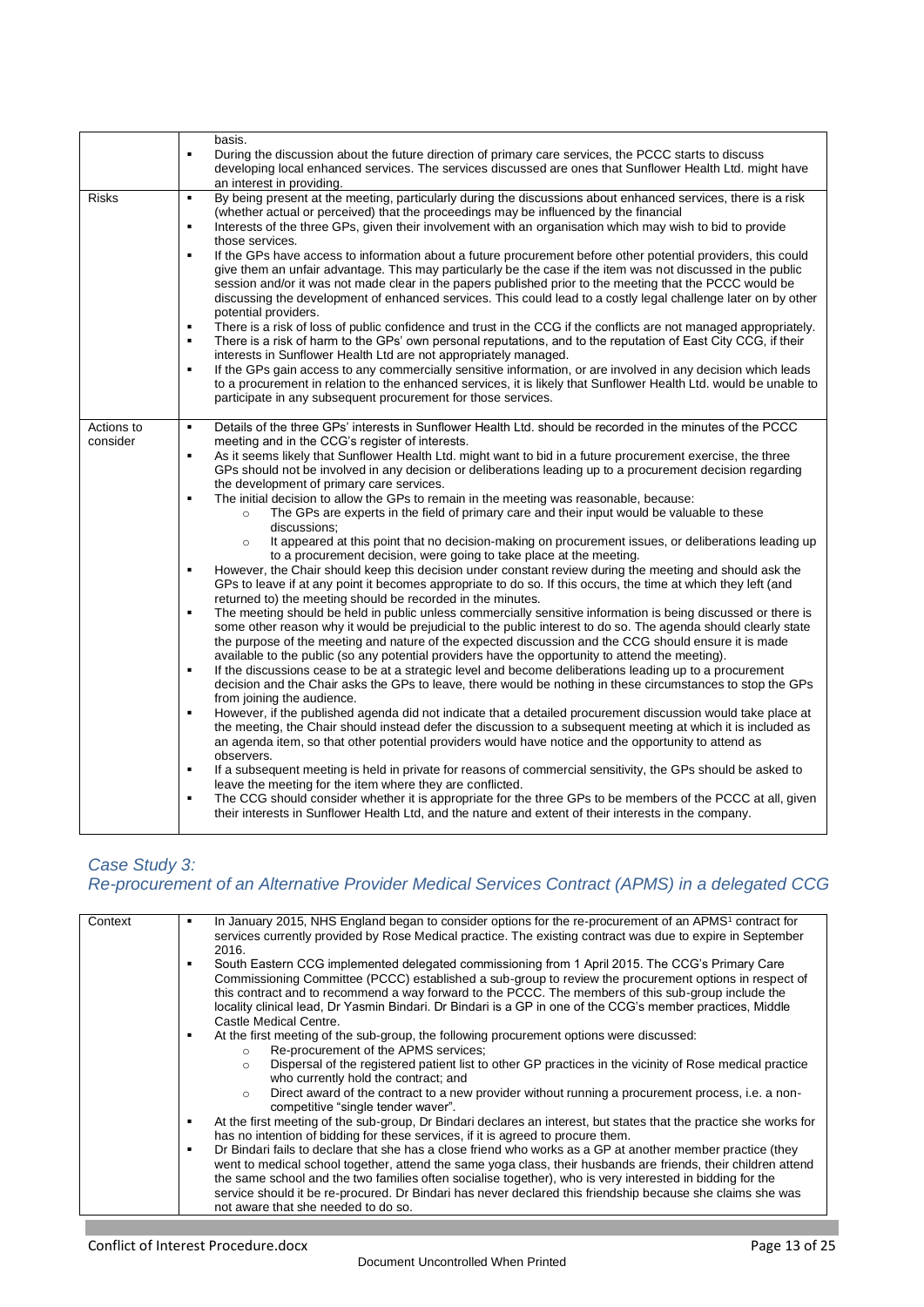| | |
|---|---|
| | basis.<br>▪ During the discussion about the future direction of primary care services, the PCCC starts to discuss developing local enhanced services. The services discussed are ones that Sunflower Health Ltd. might have an interest in providing. |
| Risks | ▪ By being present at the meeting, particularly during the discussions about enhanced services, there is a risk (whether actual or perceived) that the proceedings may be influenced by the financial<br>▪ Interests of the three GPs, given their involvement with an organisation which may wish to bid to provide those services.<br>▪ If the GPs have access to information about a future procurement before other potential providers, this could give them an unfair advantage. This may particularly be the case if the item was not discussed in the public session and/or it was not made clear in the papers published prior to the meeting that the PCCC would be discussing the development of enhanced services. This could lead to a costly legal challenge later on by other potential providers.<br>▪ There is a risk of loss of public confidence and trust in the CCG if the conflicts are not managed appropriately.<br>▪ There is a risk of harm to the GPs' own personal reputations, and to the reputation of East City CCG, if their interests in Sunflower Health Ltd are not appropriately managed.<br>▪ If the GPs gain access to any commercially sensitive information, or are involved in any decision which leads to a procurement in relation to the enhanced services, it is likely that Sunflower Health Ltd. would be unable to participate in any subsequent procurement for those services. |
| Actions to consider | ▪ Details of the three GPs' interests in Sunflower Health Ltd. should be recorded in the minutes of the PCCC meeting and in the CCG's register of interests.<br>▪ As it seems likely that Sunflower Health Ltd. might want to bid in a future procurement exercise, the three GPs should not be involved in any decision or deliberations leading up to a procurement decision regarding the development of primary care services.<br>▪ The initial decision to allow the GPs to remain in the meeting was reasonable, because:<br>&nbsp;&nbsp;&nbsp;&nbsp;○ The GPs are experts in the field of primary care and their input would be valuable to these discussions;<br>&nbsp;&nbsp;&nbsp;&nbsp;○ It appeared at this point that no decision-making on procurement issues, or deliberations leading up to a procurement decision, were going to take place at the meeting.<br>▪ However, the Chair should keep this decision under constant review during the meeting and should ask the GPs to leave if at any point it becomes appropriate to do so. If this occurs, the time at which they left (and returned to) the meeting should be recorded in the minutes.<br>▪ The meeting should be held in public unless commercially sensitive information is being discussed or there is some other reason why it would be prejudicial to the public interest to do so. The agenda should clearly state the purpose of the meeting and nature of the expected discussion and the CCG should ensure it is made available to the public (so any potential providers have the opportunity to attend the meeting).<br>▪ If the discussions cease to be at a strategic level and become deliberations leading up to a procurement decision and the Chair asks the GPs to leave, there would be nothing in these circumstances to stop the GPs from joining the audience.<br>▪ However, if the published agenda did not indicate that a detailed procurement discussion would take place at the meeting, the Chair should instead defer the discussion to a subsequent meeting at which it is included as an agenda item, so that other potential providers would have notice and the opportunity to attend as observers.<br>▪ If a subsequent meeting is held in private for reasons of commercial sensitivity, the GPs should be asked to leave the meeting for the item where they are conflicted.<br>▪ The CCG should consider whether it is appropriate for the three GPs to be members of the PCCC at all, given their interests in Sunflower Health Ltd, and the nature and extent of their interests in the company. |

### *Case Study 3:*
### *Re-procurement of an Alternative Provider Medical Services Contract (APMS) in a delegated CCG*

| | |
|---|---|
| Context | ▪ In January 2015, NHS England began to consider options for the re-procurement of an APMS[1] contract for services currently provided by Rose Medical practice. The existing contract was due to expire in September 2016.<br>▪ South Eastern CCG implemented delegated commissioning from 1 April 2015. The CCG's Primary Care Commissioning Committee (PCCC) established a sub-group to review the procurement options in respect of this contract and to recommend a way forward to the PCCC. The members of this sub-group include the locality clinical lead, Dr Yasmin Bindari. Dr Bindari is a GP in one of the CCG's member practices, Middle Castle Medical Centre.<br>▪ At the first meeting of the sub-group, the following procurement options were discussed:<br>&nbsp;&nbsp;&nbsp;&nbsp;○ Re-procurement of the APMS services;<br>&nbsp;&nbsp;&nbsp;&nbsp;○ Dispersal of the registered patient list to other GP practices in the vicinity of Rose medical practice who currently hold the contract; and<br>&nbsp;&nbsp;&nbsp;&nbsp;○ Direct award of the contract to a new provider without running a procurement process, i.e. a non-competitive "single tender waver".<br>▪ At the first meeting of the sub-group, Dr Bindari declares an interest, but states that the practice she works for has no intention of bidding for these services, if it is agreed to procure them.<br>▪ Dr Bindari fails to declare that she has a close friend who works as a GP at another member practice (they went to medical school together, attend the same yoga class, their husbands are friends, their children attend the same school and the two families often socialise together), who is very interested in bidding for the service should it be re-procured. Dr Bindari has never declared this friendship because she claims she was not aware that she needed to do so. |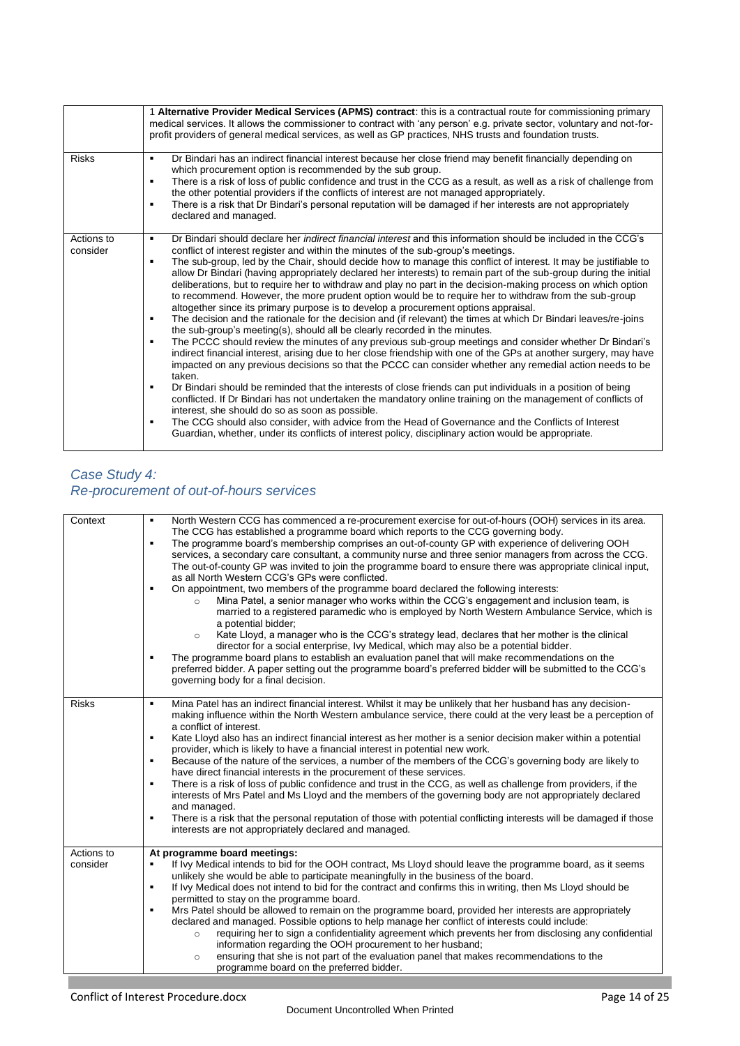| | |
|---|---|
| | 1 **Alternative Provider Medical Services (APMS) contract**: this is a contractual route for commissioning primary medical services. It allows the commissioner to contract with 'any person' e.g. private sector, voluntary and not-for-profit providers of general medical services, as well as GP practices, NHS trusts and foundation trusts. |
| Risks | ▪ Dr Bindari has an indirect financial interest because her close friend may benefit financially depending on which procurement option is recommended by the sub group.<br>▪ There is a risk of loss of public confidence and trust in the CCG as a result, as well as a risk of challenge from the other potential providers if the conflicts of interest are not managed appropriately.<br>▪ There is a risk that Dr Bindari's personal reputation will be damaged if her interests are not appropriately declared and managed. |
| Actions to consider | ▪ Dr Bindari should declare her *indirect financial interest* and this information should be included in the CCG's conflict of interest register and within the minutes of the sub-group's meetings.<br>▪ The sub-group, led by the Chair, should decide how to manage this conflict of interest. It may be justifiable to allow Dr Bindari (having appropriately declared her interests) to remain part of the sub-group during the initial deliberations, but to require her to withdraw and play no part in the decision-making process on which option to recommend. However, the more prudent option would be to require her to withdraw from the sub-group altogether since its primary purpose is to develop a procurement options appraisal.<br>▪ The decision and the rationale for the decision and (if relevant) the times at which Dr Bindari leaves/re-joins the sub-group's meeting(s), should all be clearly recorded in the minutes.<br>▪ The PCCC should review the minutes of any previous sub-group meetings and consider whether Dr Bindari's indirect financial interest, arising due to her close friendship with one of the GPs at another surgery, may have impacted on any previous decisions so that the PCCC can consider whether any remedial action needs to be taken.<br>▪ Dr Bindari should be reminded that the interests of close friends can put individuals in a position of being conflicted. If Dr Bindari has not undertaken the mandatory online training on the management of conflicts of interest, she should do so as soon as possible.<br>▪ The CCG should also consider, with advice from the Head of Governance and the Conflicts of Interest Guardian, whether, under its conflicts of interest policy, disciplinary action would be appropriate. |

## *Case Study 4: Re-procurement of out-of-hours services*

| | |
|---|---|
| Context | ▪ North Western CCG has commenced a re-procurement exercise for out-of-hours (OOH) services in its area. The CCG has established a programme board which reports to the CCG governing body.<br>▪ The programme board's membership comprises an out-of-county GP with experience of delivering OOH services, a secondary care consultant, a community nurse and three senior managers from across the CCG. The out-of-county GP was invited to join the programme board to ensure there was appropriate clinical input, as all North Western CCG's GPs were conflicted.<br>▪ On appointment, two members of the programme board declared the following interests:<br>&nbsp;&nbsp;&nbsp;&nbsp;○ Mina Patel, a senior manager who works within the CCG's engagement and inclusion team, is married to a registered paramedic who is employed by North Western Ambulance Service, which is a potential bidder;<br>&nbsp;&nbsp;&nbsp;&nbsp;○ Kate Lloyd, a manager who is the CCG's strategy lead, declares that her mother is the clinical director for a social enterprise, Ivy Medical, which may also be a potential bidder.<br>▪ The programme board plans to establish an evaluation panel that will make recommendations on the preferred bidder. A paper setting out the programme board's preferred bidder will be submitted to the CCG's governing body for a final decision. |
| Risks | ▪ Mina Patel has an indirect financial interest. Whilst it may be unlikely that her husband has any decision-making influence within the North Western ambulance service, there could at the very least be a perception of a conflict of interest.<br>▪ Kate Lloyd also has an indirect financial interest as her mother is a senior decision maker within a potential provider, which is likely to have a financial interest in potential new work.<br>▪ Because of the nature of the services, a number of the members of the CCG's governing body are likely to have direct financial interests in the procurement of these services.<br>▪ There is a risk of loss of public confidence and trust in the CCG, as well as challenge from providers, if the interests of Mrs Patel and Ms Lloyd and the members of the governing body are not appropriately declared and managed.<br>▪ There is a risk that the personal reputation of those with potential conflicting interests will be damaged if those interests are not appropriately declared and managed. |
| Actions to consider | **At programme board meetings:**<br>▪ If Ivy Medical intends to bid for the OOH contract, Ms Lloyd should leave the programme board, as it seems unlikely she would be able to participate meaningfully in the business of the board.<br>▪ If Ivy Medical does not intend to bid for the contract and confirms this in writing, then Ms Lloyd should be permitted to stay on the programme board.<br>▪ Mrs Patel should be allowed to remain on the programme board, provided her interests are appropriately declared and managed. Possible options to help manage her conflict of interests could include:<br>&nbsp;&nbsp;&nbsp;&nbsp;○ requiring her to sign a confidentiality agreement which prevents her from disclosing any confidential information regarding the OOH procurement to her husband;<br>&nbsp;&nbsp;&nbsp;&nbsp;○ ensuring that she is not part of the evaluation panel that makes recommendations to the programme board on the preferred bidder. |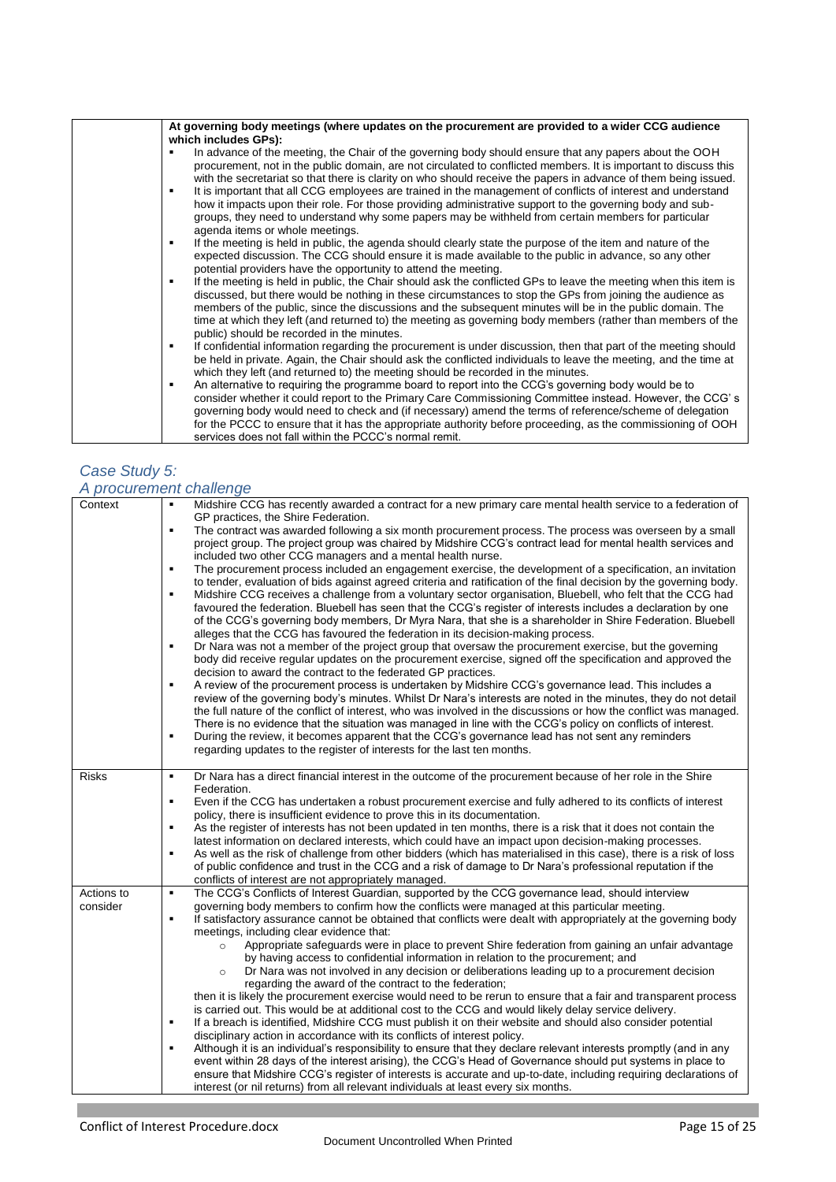| | At governing body meetings (where updates on the procurement are provided to a wider CCG audience which includes GPs):<br>▪ In advance of the meeting, the Chair of the governing body should ensure that any papers about the OOH procurement, not in the public domain, are not circulated to conflicted members. It is important to discuss this with the secretariat so that there is clarity on who should receive the papers in advance of them being issued.<br>▪ It is important that all CCG employees are trained in the management of conflicts of interest and understand how it impacts upon their role. For those providing administrative support to the governing body and sub-groups, they need to understand why some papers may be withheld from certain members for particular agenda items or whole meetings.<br>▪ If the meeting is held in public, the agenda should clearly state the purpose of the item and nature of the expected discussion. The CCG should ensure it is made available to the public in advance, so any other potential providers have the opportunity to attend the meeting.<br>▪ If the meeting is held in public, the Chair should ask the conflicted GPs to leave the meeting when this item is discussed, but there would be nothing in these circumstances to stop the GPs from joining the audience as members of the public, since the discussions and the subsequent minutes will be in the public domain. The time at which they left (and returned to) the meeting as governing body members (rather than members of the public) should be recorded in the minutes.<br>▪ If confidential information regarding the procurement is under discussion, then that part of the meeting should be held in private. Again, the Chair should ask the conflicted individuals to leave the meeting, and the time at which they left (and returned to) the meeting should be recorded in the minutes.<br>▪ An alternative to requiring the programme board to report into the CCG's governing body would be to consider whether it could report to the Primary Care Commissioning Committee instead. However, the CCG' s governing body would need to check and (if necessary) amend the terms of reference/scheme of delegation for the PCCC to ensure that it has the appropriate authority before proceeding, as the commissioning of OOH services does not fall within the PCCC's normal remit. |
|---|---|

## *Case Study 5: A procurement challenge*

| Context | ▪ Midshire CCG has recently awarded a contract for a new primary care mental health service to a federation of GP practices, the Shire Federation.<br>▪ The contract was awarded following a six month procurement process. The process was overseen by a small project group. The project group was chaired by Midshire CCG's contract lead for mental health services and included two other CCG managers and a mental health nurse.<br>▪ The procurement process included an engagement exercise, the development of a specification, an invitation to tender, evaluation of bids against agreed criteria and ratification of the final decision by the governing body.<br>▪ Midshire CCG receives a challenge from a voluntary sector organisation, Bluebell, who felt that the CCG had favoured the federation. Bluebell has seen that the CCG's register of interests includes a declaration by one of the CCG's governing body members, Dr Myra Nara, that she is a shareholder in Shire Federation. Bluebell alleges that the CCG has favoured the federation in its decision-making process.<br>▪ Dr Nara was not a member of the project group that oversaw the procurement exercise, but the governing body did receive regular updates on the procurement exercise, signed off the specification and approved the decision to award the contract to the federated GP practices.<br>▪ A review of the procurement process is undertaken by Midshire CCG's governance lead. This includes a review of the governing body's minutes. Whilst Dr Nara's interests are noted in the minutes, they do not detail the full nature of the conflict of interest, who was involved in the discussions or how the conflict was managed. There is no evidence that the situation was managed in line with the CCG's policy on conflicts of interest.<br>▪ During the review, it becomes apparent that the CCG's governance lead has not sent any reminders regarding updates to the register of interests for the last ten months. |
|---|---|
| Risks | ▪ Dr Nara has a direct financial interest in the outcome of the procurement because of her role in the Shire Federation.<br>▪ Even if the CCG has undertaken a robust procurement exercise and fully adhered to its conflicts of interest policy, there is insufficient evidence to prove this in its documentation.<br>▪ As the register of interests has not been updated in ten months, there is a risk that it does not contain the latest information on declared interests, which could have an impact upon decision-making processes.<br>▪ As well as the risk of challenge from other bidders (which has materialised in this case), there is a risk of loss of public confidence and trust in the CCG and a risk of damage to Dr Nara's professional reputation if the conflicts of interest are not appropriately managed. |
| Actions to consider | ▪ The CCG's Conflicts of Interest Guardian, supported by the CCG governance lead, should interview governing body members to confirm how the conflicts were managed at this particular meeting.<br>▪ If satisfactory assurance cannot be obtained that conflicts were dealt with appropriately at the governing body meetings, including clear evidence that:<br>  ○ Appropriate safeguards were in place to prevent Shire federation from gaining an unfair advantage by having access to confidential information in relation to the procurement; and<br>  ○ Dr Nara was not involved in any decision or deliberations leading up to a procurement decision regarding the award of the contract to the federation;<br>then it is likely the procurement exercise would need to be rerun to ensure that a fair and transparent process is carried out. This would be at additional cost to the CCG and would likely delay service delivery.<br>▪ If a breach is identified, Midshire CCG must publish it on their website and should also consider potential disciplinary action in accordance with its conflicts of interest policy.<br>▪ Although it is an individual's responsibility to ensure that they declare relevant interests promptly (and in any event within 28 days of the interest arising), the CCG's Head of Governance should put systems in place to ensure that Midshire CCG's register of interests is accurate and up-to-date, including requiring declarations of interest (or nil returns) from all relevant individuals at least every six months. |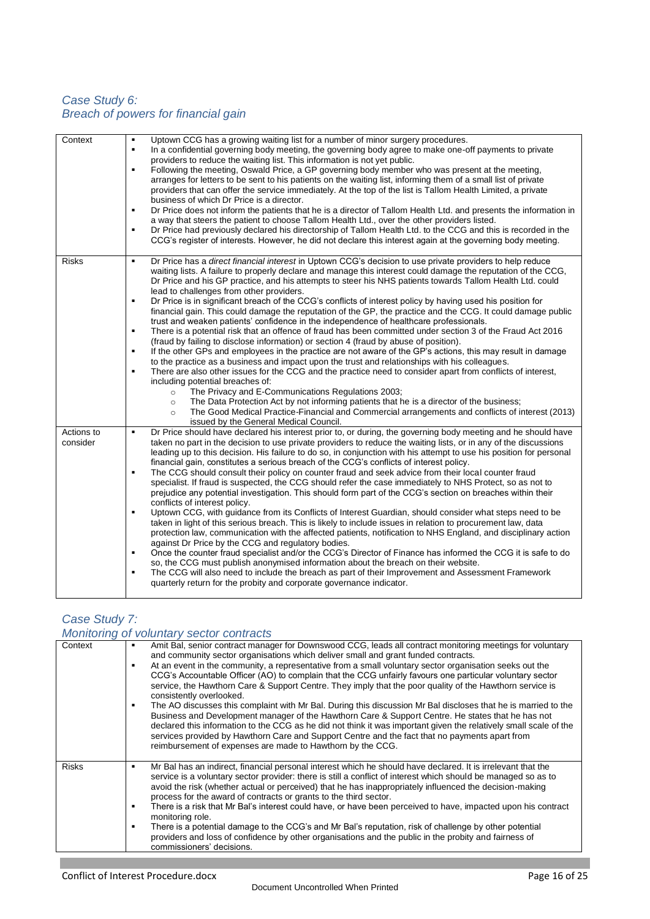## *Case Study 6: Breach of powers for financial gain*

| | |
|---|---|
| Context | ▪ Uptown CCG has a growing waiting list for a number of minor surgery procedures.<br>▪ In a confidential governing body meeting, the governing body agree to make one-off payments to private providers to reduce the waiting list. This information is not yet public.<br>▪ Following the meeting, Oswald Price, a GP governing body member who was present at the meeting, arranges for letters to be sent to his patients on the waiting list, informing them of a small list of private providers that can offer the service immediately. At the top of the list is Tallom Health Limited, a private business of which Dr Price is a director.<br>▪ Dr Price does not inform the patients that he is a director of Tallom Health Ltd. and presents the information in a way that steers the patient to choose Tallom Health Ltd., over the other providers listed.<br>▪ Dr Price had previously declared his directorship of Tallom Health Ltd. to the CCG and this is recorded in the CCG's register of interests. However, he did not declare this interest again at the governing body meeting. |
| Risks | ▪ Dr Price has a *direct financial interest* in Uptown CCG's decision to use private providers to help reduce waiting lists. A failure to properly declare and manage this interest could damage the reputation of the CCG, Dr Price and his GP practice, and his attempts to steer his NHS patients towards Tallom Health Ltd. could lead to challenges from other providers.<br>▪ Dr Price is in significant breach of the CCG's conflicts of interest policy by having used his position for financial gain. This could damage the reputation of the GP, the practice and the CCG. It could damage public trust and weaken patients' confidence in the independence of healthcare professionals.<br>▪ There is a potential risk that an offence of fraud has been committed under section 3 of the Fraud Act 2016 (fraud by failing to disclose information) or section 4 (fraud by abuse of position).<br>▪ If the other GPs and employees in the practice are not aware of the GP's actions, this may result in damage to the practice as a business and impact upon the trust and relationships with his colleagues.<br>▪ There are also other issues for the CCG and the practice need to consider apart from conflicts of interest, including potential breaches of:<br>&nbsp;&nbsp;&nbsp;&nbsp;○ The Privacy and E-Communications Regulations 2003;<br>&nbsp;&nbsp;&nbsp;&nbsp;○ The Data Protection Act by not informing patients that he is a director of the business;<br>&nbsp;&nbsp;&nbsp;&nbsp;○ The Good Medical Practice-Financial and Commercial arrangements and conflicts of interest (2013) issued by the General Medical Council. |
| Actions to consider | ▪ Dr Price should have declared his interest prior to, or during, the governing body meeting and he should have taken no part in the decision to use private providers to reduce the waiting lists, or in any of the discussions leading up to this decision. His failure to do so, in conjunction with his attempt to use his position for personal financial gain, constitutes a serious breach of the CCG's conflicts of interest policy.<br>▪ The CCG should consult their policy on counter fraud and seek advice from their local counter fraud specialist. If fraud is suspected, the CCG should refer the case immediately to NHS Protect, so as not to prejudice any potential investigation. This should form part of the CCG's section on breaches within their conflicts of interest policy.<br>▪ Uptown CCG, with guidance from its Conflicts of Interest Guardian, should consider what steps need to be taken in light of this serious breach. This is likely to include issues in relation to procurement law, data protection law, communication with the affected patients, notification to NHS England, and disciplinary action against Dr Price by the CCG and regulatory bodies.<br>▪ Once the counter fraud specialist and/or the CCG's Director of Finance has informed the CCG it is safe to do so, the CCG must publish anonymised information about the breach on their website.<br>▪ The CCG will also need to include the breach as part of their Improvement and Assessment Framework quarterly return for the probity and corporate governance indicator. |

## *Case Study 7: Monitoring of voluntary sector contracts*

| | |
|---|---|
| Context | ▪ Amit Bal, senior contract manager for Downswood CCG, leads all contract monitoring meetings for voluntary and community sector organisations which deliver small and grant funded contracts.<br>▪ At an event in the community, a representative from a small voluntary sector organisation seeks out the CCG's Accountable Officer (AO) to complain that the CCG unfairly favours one particular voluntary sector service, the Hawthorn Care & Support Centre. They imply that the poor quality of the Hawthorn service is consistently overlooked.<br>▪ The AO discusses this complaint with Mr Bal. During this discussion Mr Bal discloses that he is married to the Business and Development manager of the Hawthorn Care & Support Centre. He states that he has not declared this information to the CCG as he did not think it was important given the relatively small scale of the services provided by Hawthorn Care and Support Centre and the fact that no payments apart from reimbursement of expenses are made to Hawthorn by the CCG. |
| Risks | ▪ Mr Bal has an indirect, financial personal interest which he should have declared. It is irrelevant that the service is a voluntary sector provider: there is still a conflict of interest which should be managed so as to avoid the risk (whether actual or perceived) that he has inappropriately influenced the decision-making process for the award of contracts or grants to the third sector.<br>▪ There is a risk that Mr Bal's interest could have, or have been perceived to have, impacted upon his contract monitoring role.<br>▪ There is a potential damage to the CCG's and Mr Bal's reputation, risk of challenge by other potential providers and loss of confidence by other organisations and the public in the probity and fairness of commissioners' decisions. |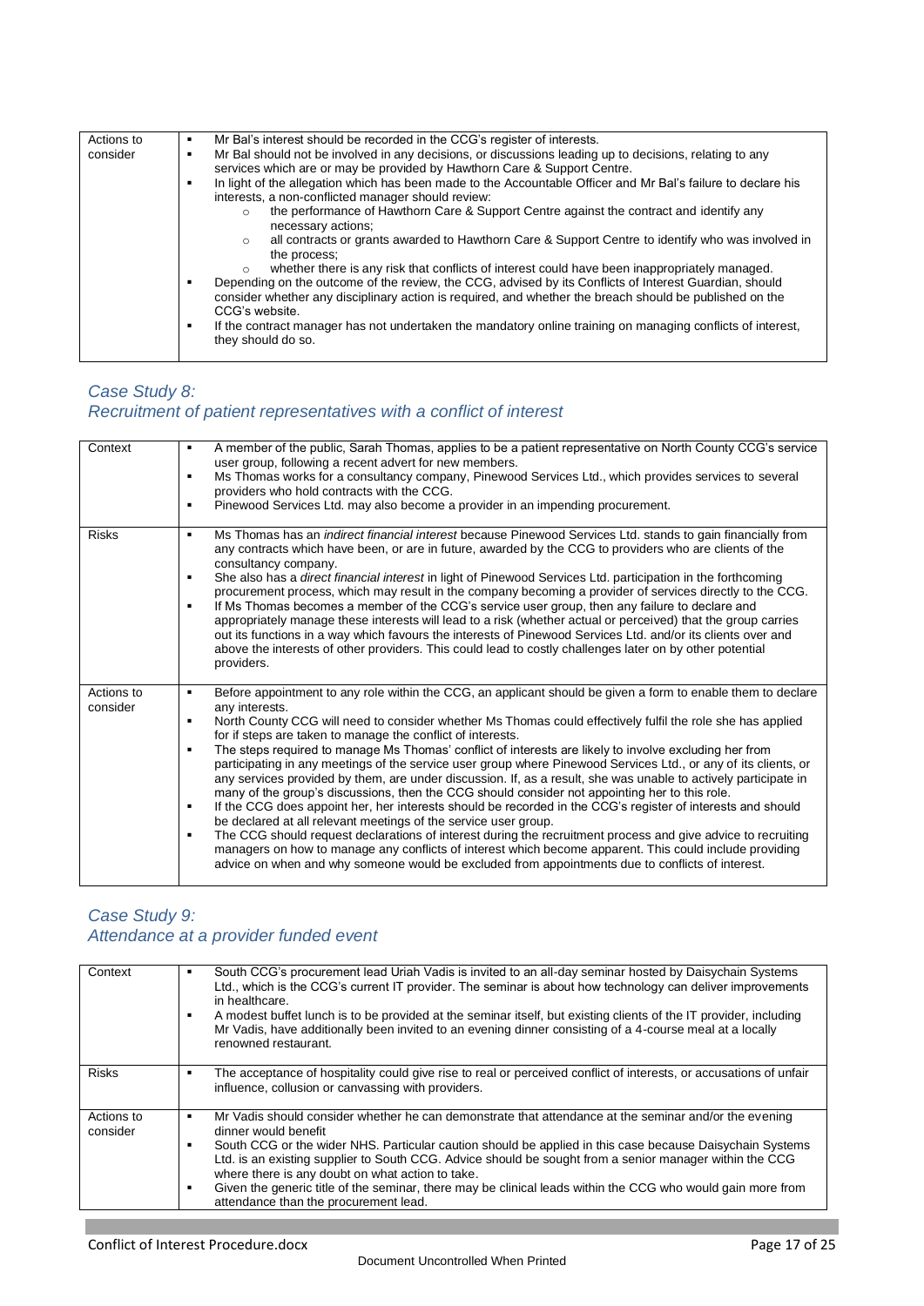| Actions to consider | ▪ Mr Bal's interest should be recorded in the CCG's register of interests.<br>▪ Mr Bal should not be involved in any decisions, or discussions leading up to decisions, relating to any services which are or may be provided by Hawthorn Care & Support Centre.<br>▪ In light of the allegation which has been made to the Accountable Officer and Mr Bal's failure to declare his interests, a non-conflicted manager should review:<br>&nbsp;&nbsp;&nbsp;&nbsp;○ the performance of Hawthorn Care & Support Centre against the contract and identify any necessary actions;<br>&nbsp;&nbsp;&nbsp;&nbsp;○ all contracts or grants awarded to Hawthorn Care & Support Centre to identify who was involved in the process;<br>&nbsp;&nbsp;&nbsp;&nbsp;○ whether there is any risk that conflicts of interest could have been inappropriately managed.<br>▪ Depending on the outcome of the review, the CCG, advised by its Conflicts of Interest Guardian, should consider whether any disciplinary action is required, and whether the breach should be published on the CCG's website.<br>▪ If the contract manager has not undertaken the mandatory online training on managing conflicts of interest, they should do so. |
|---|---|

## *Case Study 8:*
## *Recruitment of patient representatives with a conflict of interest*

| Context | ▪ A member of the public, Sarah Thomas, applies to be a patient representative on North County CCG's service user group, following a recent advert for new members.<br>▪ Ms Thomas works for a consultancy company, Pinewood Services Ltd., which provides services to several providers who hold contracts with the CCG.<br>▪ Pinewood Services Ltd. may also become a provider in an impending procurement. |
|---|---|
| Risks | ▪ Ms Thomas has an *indirect financial interest* because Pinewood Services Ltd. stands to gain financially from any contracts which have been, or are in future, awarded by the CCG to providers who are clients of the consultancy company.<br>▪ She also has a *direct financial interest* in light of Pinewood Services Ltd. participation in the forthcoming procurement process, which may result in the company becoming a provider of services directly to the CCG.<br>▪ If Ms Thomas becomes a member of the CCG's service user group, then any failure to declare and appropriately manage these interests will lead to a risk (whether actual or perceived) that the group carries out its functions in a way which favours the interests of Pinewood Services Ltd. and/or its clients over and above the interests of other providers. This could lead to costly challenges later on by other potential providers. |
| Actions to consider | ▪ Before appointment to any role within the CCG, an applicant should be given a form to enable them to declare any interests.<br>▪ North County CCG will need to consider whether Ms Thomas could effectively fulfil the role she has applied for if steps are taken to manage the conflict of interests.<br>▪ The steps required to manage Ms Thomas' conflict of interests are likely to involve excluding her from participating in any meetings of the service user group where Pinewood Services Ltd., or any of its clients, or any services provided by them, are under discussion. If, as a result, she was unable to actively participate in many of the group's discussions, then the CCG should consider not appointing her to this role.<br>▪ If the CCG does appoint her, her interests should be recorded in the CCG's register of interests and should be declared at all relevant meetings of the service user group.<br>▪ The CCG should request declarations of interest during the recruitment process and give advice to recruiting managers on how to manage any conflicts of interest which become apparent. This could include providing advice on when and why someone would be excluded from appointments due to conflicts of interest. |

## *Case Study 9:*
## *Attendance at a provider funded event*

| Context | ▪ South CCG's procurement lead Uriah Vadis is invited to an all-day seminar hosted by Daisychain Systems Ltd., which is the CCG's current IT provider. The seminar is about how technology can deliver improvements in healthcare.<br>▪ A modest buffet lunch is to be provided at the seminar itself, but existing clients of the IT provider, including Mr Vadis, have additionally been invited to an evening dinner consisting of a 4-course meal at a locally renowned restaurant. |
|---|---|
| Risks | ▪ The acceptance of hospitality could give rise to real or perceived conflict of interests, or accusations of unfair influence, collusion or canvassing with providers. |
| Actions to consider | ▪ Mr Vadis should consider whether he can demonstrate that attendance at the seminar and/or the evening dinner would benefit<br>▪ South CCG or the wider NHS. Particular caution should be applied in this case because Daisychain Systems Ltd. is an existing supplier to South CCG. Advice should be sought from a senior manager within the CCG where there is any doubt on what action to take.<br>▪ Given the generic title of the seminar, there may be clinical leads within the CCG who would gain more from attendance than the procurement lead. |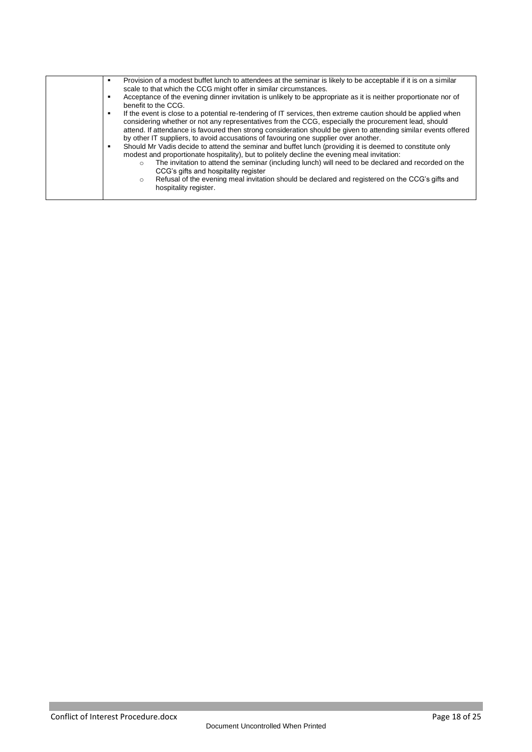| | - Provision of a modest buffet lunch to attendees at the seminar is likely to be acceptable if it is on a similar scale to that which the CCG might offer in similar circumstances.<br>- Acceptance of the evening dinner invitation is unlikely to be appropriate as it is neither proportionate nor of benefit to the CCG.<br>- If the event is close to a potential re-tendering of IT services, then extreme caution should be applied when considering whether or not any representatives from the CCG, especially the procurement lead, should attend. If attendance is favoured then strong consideration should be given to attending similar events offered by other IT suppliers, to avoid accusations of favouring one supplier over another.<br>- Should Mr Vadis decide to attend the seminar and buffet lunch (providing it is deemed to constitute only modest and proportionate hospitality), but to politely decline the evening meal invitation:<br>&nbsp;&nbsp;&nbsp;&nbsp;○ The invitation to attend the seminar (including lunch) will need to be declared and recorded on the CCG's gifts and hospitality register<br>&nbsp;&nbsp;&nbsp;&nbsp;○ Refusal of the evening meal invitation should be declared and registered on the CCG's gifts and hospitality register. |
|---|---|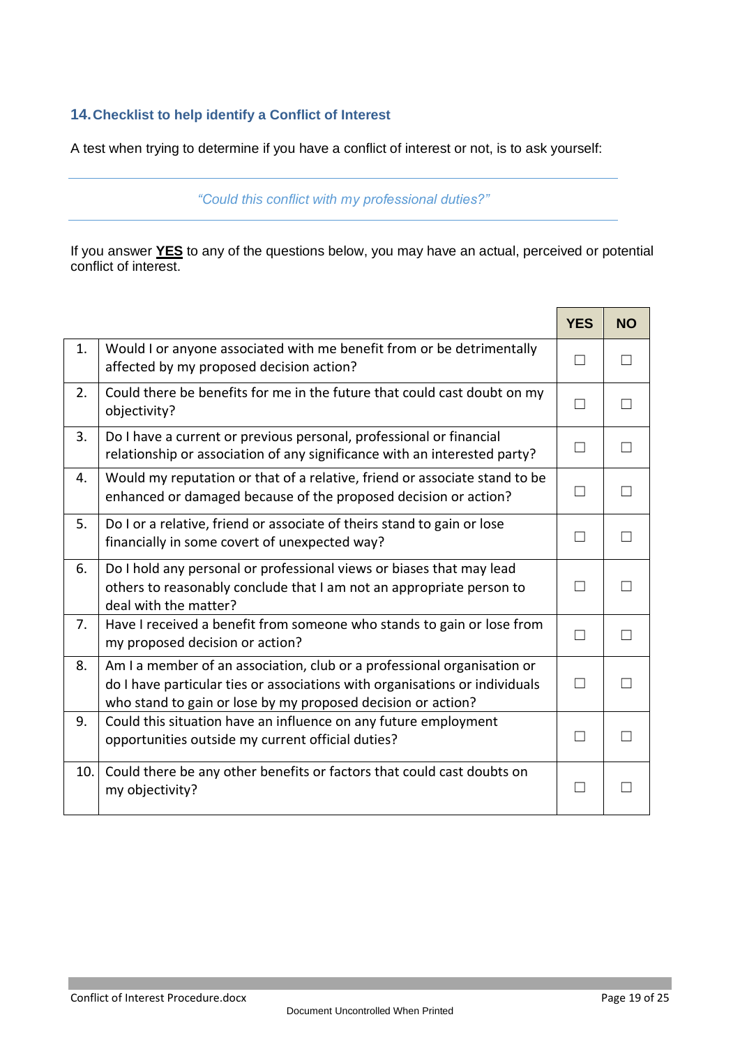## 14. Checklist to help identify a Conflict of Interest

A test when trying to determine if you have a conflict of interest or not, is to ask yourself:

*"Could this conflict with my professional duties?"*

If you answer **YES** to any of the questions below, you may have an actual, perceived or potential conflict of interest.

| | | YES | NO |
|---|---|---|---|
| 1. | Would I or anyone associated with me benefit from or be detrimentally affected by my proposed decision action? | ☐ | ☐ |
| 2. | Could there be benefits for me in the future that could cast doubt on my objectivity? | ☐ | ☐ |
| 3. | Do I have a current or previous personal, professional or financial relationship or association of any significance with an interested party? | ☐ | ☐ |
| 4. | Would my reputation or that of a relative, friend or associate stand to be enhanced or damaged because of the proposed decision or action? | ☐ | ☐ |
| 5. | Do I or a relative, friend or associate of theirs stand to gain or lose financially in some covert of unexpected way? | ☐ | ☐ |
| 6. | Do I hold any personal or professional views or biases that may lead others to reasonably conclude that I am not an appropriate person to deal with the matter? | ☐ | ☐ |
| 7. | Have I received a benefit from someone who stands to gain or lose from my proposed decision or action? | ☐ | ☐ |
| 8. | Am I a member of an association, club or a professional organisation or do I have particular ties or associations with organisations or individuals who stand to gain or lose by my proposed decision or action? | ☐ | ☐ |
| 9. | Could this situation have an influence on any future employment opportunities outside my current official duties? | ☐ | ☐ |
| 10. | Could there be any other benefits or factors that could cast doubts on my objectivity? | ☐ | ☐ |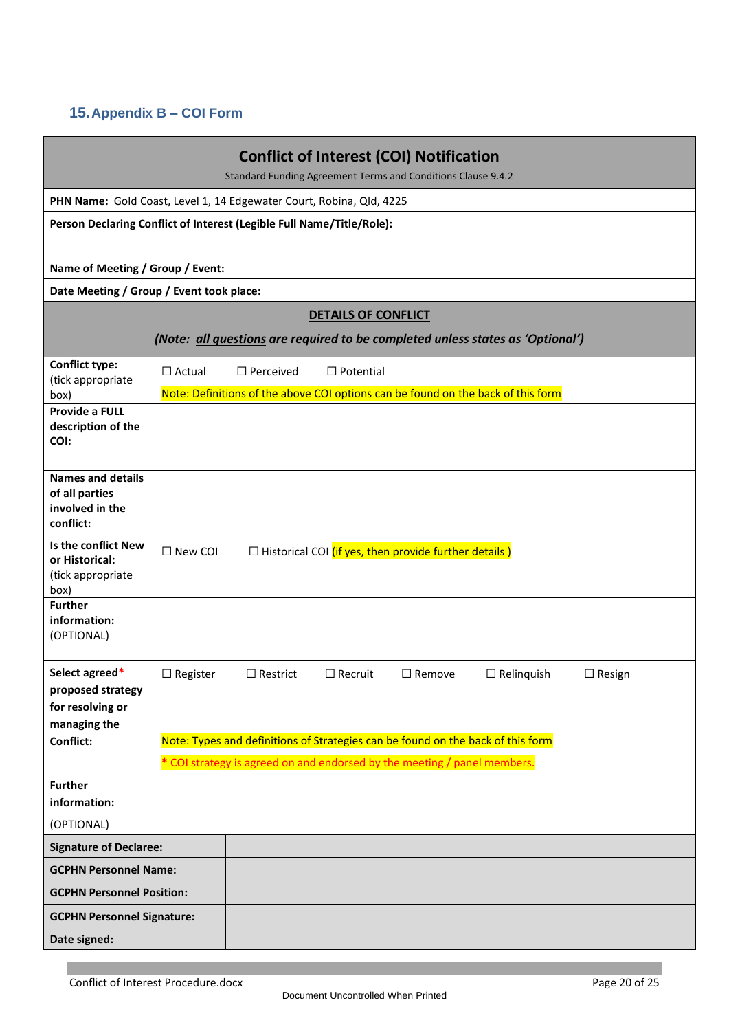## 15. Appendix B – COI Form

| **Conflict of Interest (COI) Notification**<br>Standard Funding Agreement Terms and Conditions Clause 9.4.2 | |
|---|---|
| **PHN Name:** Gold Coast, Level 1, 14 Edgewater Court, Robina, Qld, 4225 | |
| **Person Declaring Conflict of Interest (Legible Full Name/Title/Role):** | |
| **Name of Meeting / Group / Event:** | |
| **Date Meeting / Group / Event took place:** | |
| **DETAILS OF CONFLICT**<br>***(Note: all questions are required to be completed unless states as 'Optional')*** | |
| **Conflict type:** (tick appropriate box) | ☐ Actual ☐ Perceived ☐ Potential<br>Note: Definitions of the above COI options can be found on the back of this form |
| **Provide a FULL description of the COI:** | |
| **Names and details of all parties involved in the conflict:** | |
| **Is the conflict New or Historical:** (tick appropriate box) | ☐ New COI ☐ Historical COI (if yes, then provide further details ) |
| **Further information:** (OPTIONAL) | |
| **Select agreed* proposed strategy for resolving or managing the Conflict:** | ☐ Register ☐ Restrict ☐ Recruit ☐ Remove ☐ Relinquish ☐ Resign<br>Note: Types and definitions of Strategies can be found on the back of this form<br>* COI strategy is agreed on and endorsed by the meeting / panel members. |
| **Further information:** (OPTIONAL) | |
| **Signature of Declaree:** | |
| **GCPHN Personnel Name:** | |
| **GCPHN Personnel Position:** | |
| **GCPHN Personnel Signature:** | |
| **Date signed:** | |

Conflict of Interest Procedure.docx

Document Uncontrolled When Printed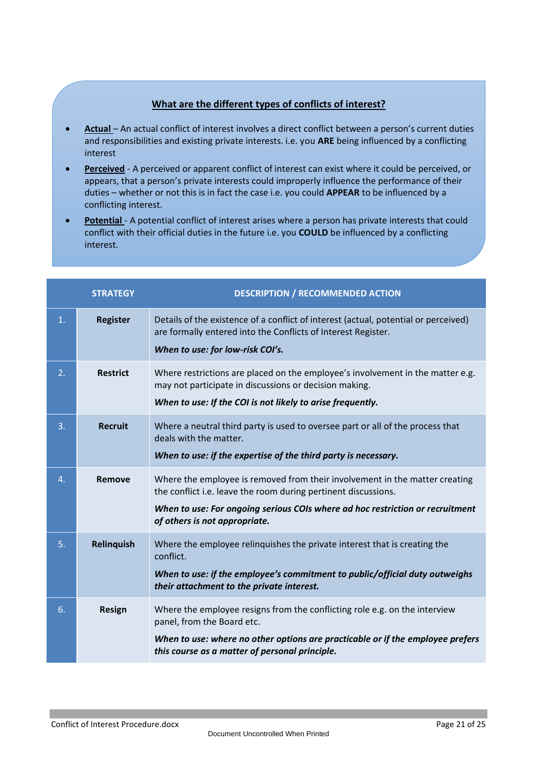## What are the different types of conflicts of interest?

- **Actual** – An actual conflict of interest involves a direct conflict between a person's current duties and responsibilities and existing private interests. i.e. you **ARE** being influenced by a conflicting interest
- **Perceived** - A perceived or apparent conflict of interest can exist where it could be perceived, or appears, that a person's private interests could improperly influence the performance of their duties – whether or not this is in fact the case i.e. you could **APPEAR** to be influenced by a conflicting interest.
- **Potential** - A potential conflict of interest arises where a person has private interests that could conflict with their official duties in the future i.e. you **COULD** be influenced by a conflicting interest.

| | STRATEGY | DESCRIPTION / RECOMMENDED ACTION |
|---|---|---|
| 1. | **Register** | Details of the existence of a conflict of interest (actual, potential or perceived) are formally entered into the Conflicts of Interest Register.<br>***When to use: for low-risk COI's.*** |
| 2. | **Restrict** | Where restrictions are placed on the employee's involvement in the matter e.g. may not participate in discussions or decision making.<br>***When to use: If the COI is not likely to arise frequently.*** |
| 3. | **Recruit** | Where a neutral third party is used to oversee part or all of the process that deals with the matter.<br>***When to use: if the expertise of the third party is necessary.*** |
| 4. | **Remove** | Where the employee is removed from their involvement in the matter creating the conflict i.e. leave the room during pertinent discussions.<br>***When to use: For ongoing serious COIs where ad hoc restriction or recruitment of others is not appropriate.*** |
| 5. | **Relinquish** | Where the employee relinquishes the private interest that is creating the conflict.<br>***When to use: if the employee's commitment to public/official duty outweighs their attachment to the private interest.*** |
| 6. | **Resign** | Where the employee resigns from the conflicting role e.g. on the interview panel, from the Board etc.<br>***When to use: where no other options are practicable or if the employee prefers this course as a matter of personal principle.*** |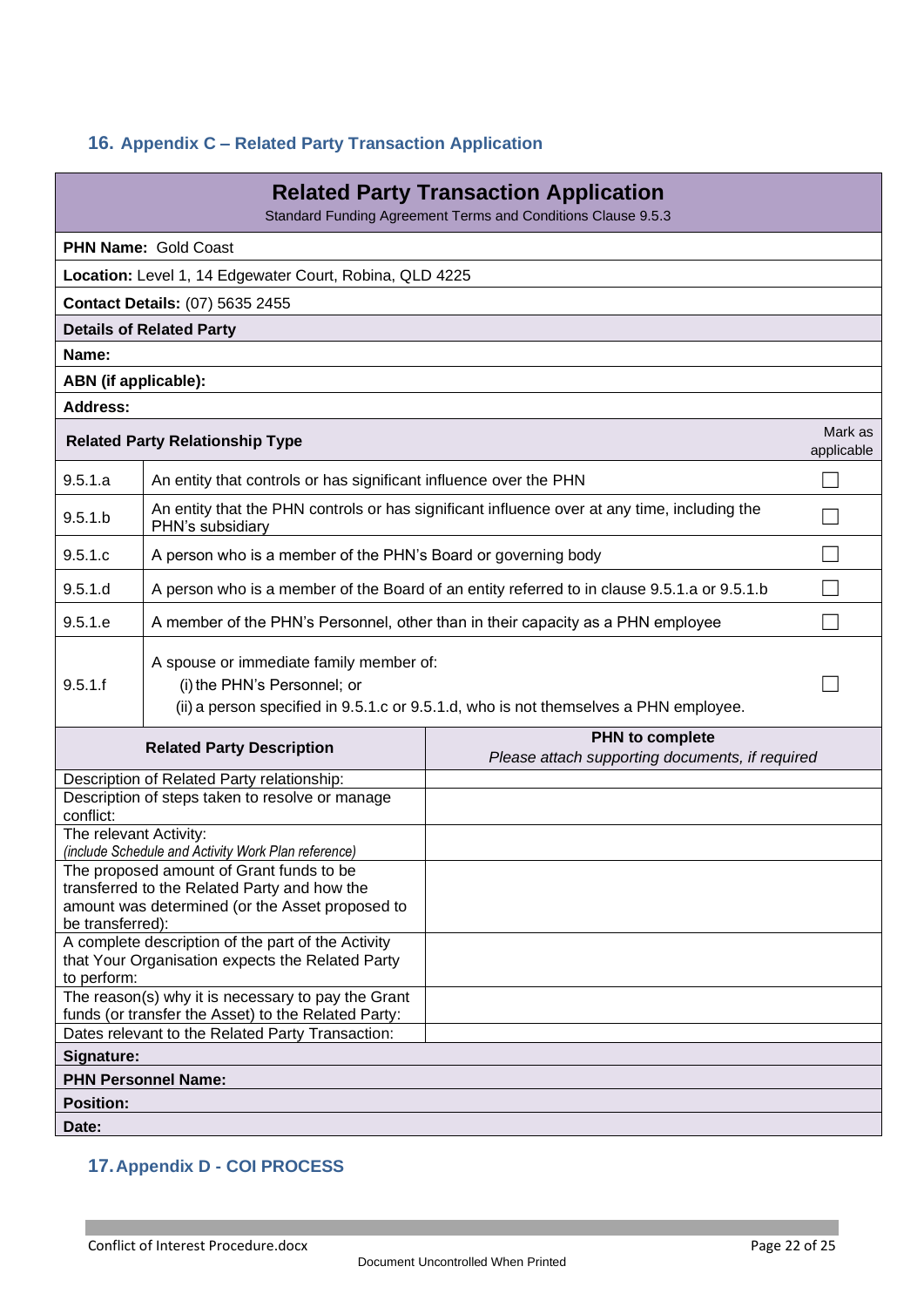## 16. Appendix C – Related Party Transaction Application

| **Related Party Transaction Application**<br>Standard Funding Agreement Terms and Conditions Clause 9.5.3 | | |
|---|---|---|
| **PHN Name:** Gold Coast | | |
| **Location:** Level 1, 14 Edgewater Court, Robina, QLD 4225 | | |
| **Contact Details:** (07) 5635 2455 | | |
| **Details of Related Party** | | |
| **Name:** | | |
| **ABN (if applicable):** | | |
| **Address:** | | |
| **Related Party Relationship Type** | | Mark as applicable |
| 9.5.1.a | An entity that controls or has significant influence over the PHN | ☐ |
| 9.5.1.b | An entity that the PHN controls or has significant influence over at any time, including the PHN's subsidiary | ☐ |
| 9.5.1.c | A person who is a member of the PHN's Board or governing body | ☐ |
| 9.5.1.d | A person who is a member of the Board of an entity referred to in clause 9.5.1.a or 9.5.1.b | ☐ |
| 9.5.1.e | A member of the PHN's Personnel, other than in their capacity as a PHN employee | ☐ |
| 9.5.1.f | A spouse or immediate family member of:<br>(i) the PHN's Personnel; or<br>(ii) a person specified in 9.5.1.c or 9.5.1.d, who is not themselves a PHN employee. | ☐ |

| **Related Party Description** | **PHN to complete**<br>*Please attach supporting documents, if required* |
|---|---|
| Description of Related Party relationship: | |
| Description of steps taken to resolve or manage conflict: | |
| The relevant Activity:<br>*(include Schedule and Activity Work Plan reference)* | |
| The proposed amount of Grant funds to be transferred to the Related Party and how the amount was determined (or the Asset proposed to be transferred): | |
| A complete description of the part of the Activity that Your Organisation expects the Related Party to perform: | |
| The reason(s) why it is necessary to pay the Grant funds (or transfer the Asset) to the Related Party: | |
| Dates relevant to the Related Party Transaction: | |
| **Signature:** | |
| **PHN Personnel Name:** | |
| **Position:** | |
| **Date:** | |

## 17. Appendix D - COI PROCESS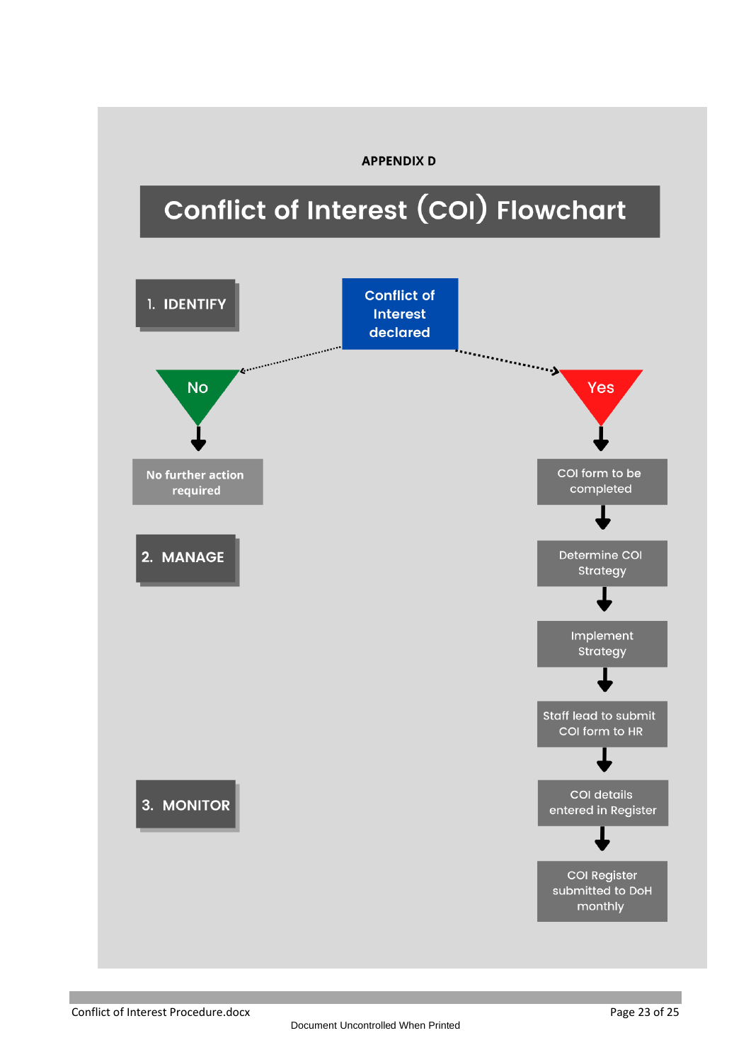**APPENDIX D**

# Conflict of Interest (COI) Flowchart

**1. IDENTIFY**

**Conflict of Interest declared**

- **No** → **No further action required**
- **Yes** → COI form to be completed

**2. MANAGE**

- Determine COI Strategy
- Implement Strategy
- Staff lead to submit COI form to HR

**3. MONITOR**

- COI details entered in Register
- COI Register submitted to DoH monthly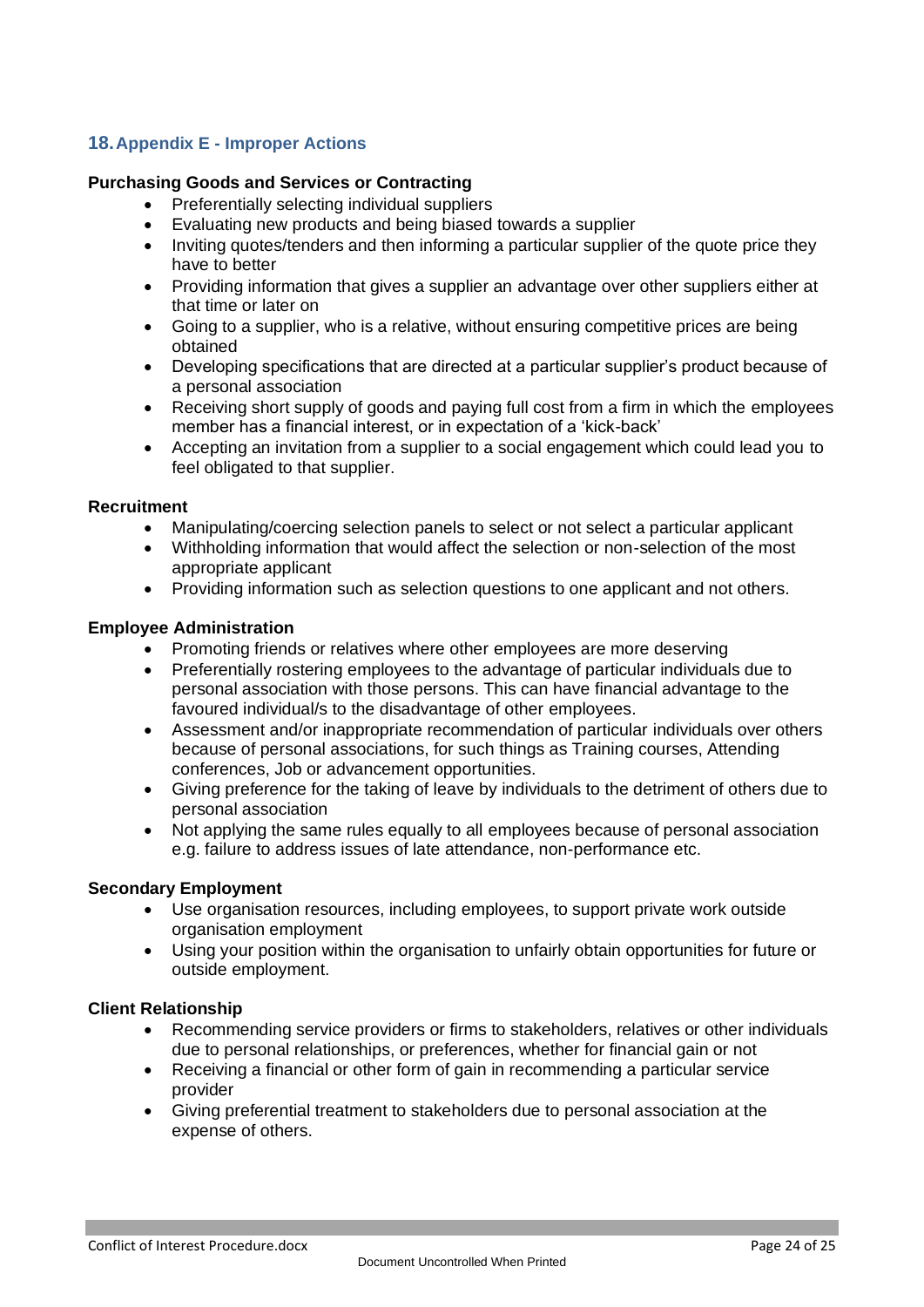## 18. Appendix E - Improper Actions

**Purchasing Goods and Services or Contracting**

- Preferentially selecting individual suppliers
- Evaluating new products and being biased towards a supplier
- Inviting quotes/tenders and then informing a particular supplier of the quote price they have to better
- Providing information that gives a supplier an advantage over other suppliers either at that time or later on
- Going to a supplier, who is a relative, without ensuring competitive prices are being obtained
- Developing specifications that are directed at a particular supplier's product because of a personal association
- Receiving short supply of goods and paying full cost from a firm in which the employees member has a financial interest, or in expectation of a 'kick-back'
- Accepting an invitation from a supplier to a social engagement which could lead you to feel obligated to that supplier.

**Recruitment**

- Manipulating/coercing selection panels to select or not select a particular applicant
- Withholding information that would affect the selection or non-selection of the most appropriate applicant
- Providing information such as selection questions to one applicant and not others.

**Employee Administration**

- Promoting friends or relatives where other employees are more deserving
- Preferentially rostering employees to the advantage of particular individuals due to personal association with those persons. This can have financial advantage to the favoured individual/s to the disadvantage of other employees.
- Assessment and/or inappropriate recommendation of particular individuals over others because of personal associations, for such things as Training courses, Attending conferences, Job or advancement opportunities.
- Giving preference for the taking of leave by individuals to the detriment of others due to personal association
- Not applying the same rules equally to all employees because of personal association e.g. failure to address issues of late attendance, non-performance etc.

**Secondary Employment**

- Use organisation resources, including employees, to support private work outside organisation employment
- Using your position within the organisation to unfairly obtain opportunities for future or outside employment.

**Client Relationship**

- Recommending service providers or firms to stakeholders, relatives or other individuals due to personal relationships, or preferences, whether for financial gain or not
- Receiving a financial or other form of gain in recommending a particular service provider
- Giving preferential treatment to stakeholders due to personal association at the expense of others.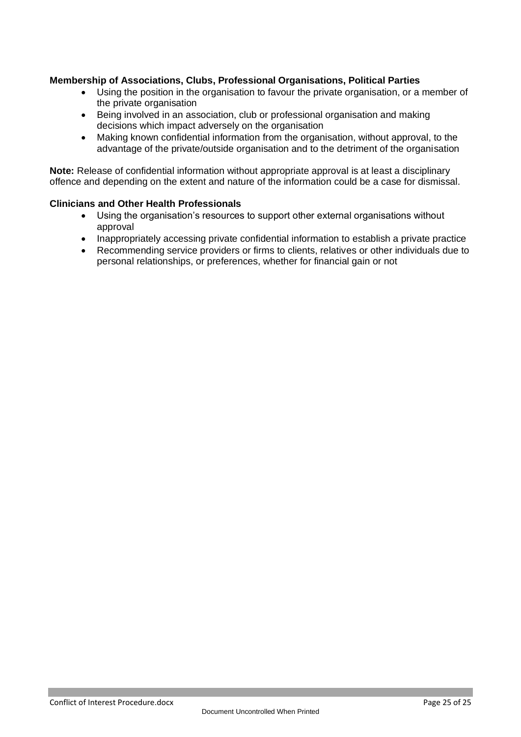**Membership of Associations, Clubs, Professional Organisations, Political Parties**

- Using the position in the organisation to favour the private organisation, or a member of the private organisation
- Being involved in an association, club or professional organisation and making decisions which impact adversely on the organisation
- Making known confidential information from the organisation, without approval, to the advantage of the private/outside organisation and to the detriment of the organisation

**Note:** Release of confidential information without appropriate approval is at least a disciplinary offence and depending on the extent and nature of the information could be a case for dismissal.

**Clinicians and Other Health Professionals**

- Using the organisation's resources to support other external organisations without approval
- Inappropriately accessing private confidential information to establish a private practice
- Recommending service providers or firms to clients, relatives or other individuals due to personal relationships, or preferences, whether for financial gain or not